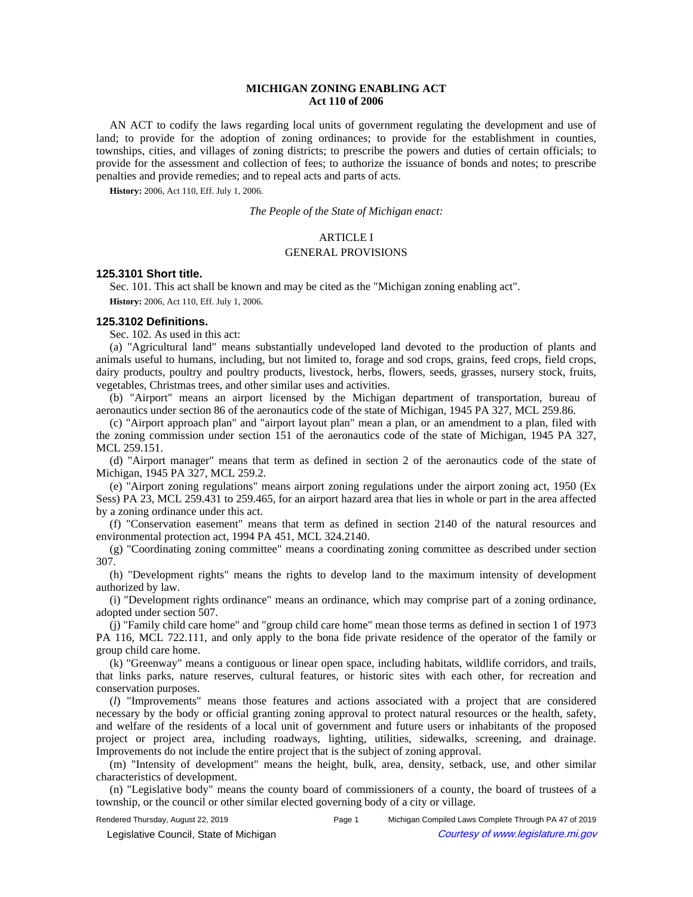# MICHIGAN ZONING ENABLING ACT
## Act 110 of 2006

AN ACT to codify the laws regarding local units of government regulating the development and use of land; to provide for the adoption of zoning ordinances; to provide for the establishment in counties, townships, cities, and villages of zoning districts; to prescribe the powers and duties of certain officials; to provide for the assessment and collection of fees; to authorize the issuance of bonds and notes; to prescribe penalties and provide remedies; and to repeal acts and parts of acts.

**History:** 2006, Act 110, Eff. July 1, 2006.

*The People of the State of Michigan enact:*

ARTICLE I

GENERAL PROVISIONS

### 125.3101 Short title.

Sec. 101. This act shall be known and may be cited as the "Michigan zoning enabling act".

**History:** 2006, Act 110, Eff. July 1, 2006.

### 125.3102 Definitions.

Sec. 102. As used in this act:

(a) "Agricultural land" means substantially undeveloped land devoted to the production of plants and animals useful to humans, including, but not limited to, forage and sod crops, grains, feed crops, field crops, dairy products, poultry and poultry products, livestock, herbs, flowers, seeds, grasses, nursery stock, fruits, vegetables, Christmas trees, and other similar uses and activities.

(b) "Airport" means an airport licensed by the Michigan department of transportation, bureau of aeronautics under section 86 of the aeronautics code of the state of Michigan, 1945 PA 327, MCL 259.86.

(c) "Airport approach plan" and "airport layout plan" mean a plan, or an amendment to a plan, filed with the zoning commission under section 151 of the aeronautics code of the state of Michigan, 1945 PA 327, MCL 259.151.

(d) "Airport manager" means that term as defined in section 2 of the aeronautics code of the state of Michigan, 1945 PA 327, MCL 259.2.

(e) "Airport zoning regulations" means airport zoning regulations under the airport zoning act, 1950 (Ex Sess) PA 23, MCL 259.431 to 259.465, for an airport hazard area that lies in whole or part in the area affected by a zoning ordinance under this act.

(f) "Conservation easement" means that term as defined in section 2140 of the natural resources and environmental protection act, 1994 PA 451, MCL 324.2140.

(g) "Coordinating zoning committee" means a coordinating zoning committee as described under section 307.

(h) "Development rights" means the rights to develop land to the maximum intensity of development authorized by law.

(i) "Development rights ordinance" means an ordinance, which may comprise part of a zoning ordinance, adopted under section 507.

(j) "Family child care home" and "group child care home" mean those terms as defined in section 1 of 1973 PA 116, MCL 722.111, and only apply to the bona fide private residence of the operator of the family or group child care home.

(k) "Greenway" means a contiguous or linear open space, including habitats, wildlife corridors, and trails, that links parks, nature reserves, cultural features, or historic sites with each other, for recreation and conservation purposes.

(*l*) "Improvements" means those features and actions associated with a project that are considered necessary by the body or official granting zoning approval to protect natural resources or the health, safety, and welfare of the residents of a local unit of government and future users or inhabitants of the proposed project or project area, including roadways, lighting, utilities, sidewalks, screening, and drainage. Improvements do not include the entire project that is the subject of zoning approval.

(m) "Intensity of development" means the height, bulk, area, density, setback, use, and other similar characteristics of development.

(n) "Legislative body" means the county board of commissioners of a county, the board of trustees of a township, or the council or other similar elected governing body of a city or village.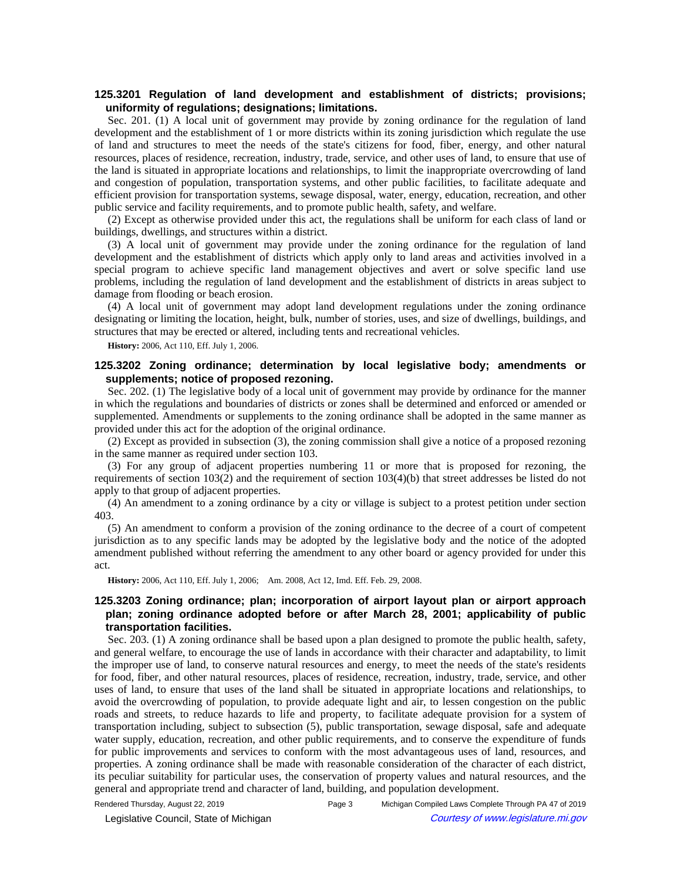### 125.3201 Regulation of land development and establishment of districts; provisions; uniformity of regulations; designations; limitations.

Sec. 201. (1) A local unit of government may provide by zoning ordinance for the regulation of land development and the establishment of 1 or more districts within its zoning jurisdiction which regulate the use of land and structures to meet the needs of the state's citizens for food, fiber, energy, and other natural resources, places of residence, recreation, industry, trade, service, and other uses of land, to ensure that use of the land is situated in appropriate locations and relationships, to limit the inappropriate overcrowding of land and congestion of population, transportation systems, and other public facilities, to facilitate adequate and efficient provision for transportation systems, sewage disposal, water, energy, education, recreation, and other public service and facility requirements, and to promote public health, safety, and welfare.

(2) Except as otherwise provided under this act, the regulations shall be uniform for each class of land or buildings, dwellings, and structures within a district.

(3) A local unit of government may provide under the zoning ordinance for the regulation of land development and the establishment of districts which apply only to land areas and activities involved in a special program to achieve specific land management objectives and avert or solve specific land use problems, including the regulation of land development and the establishment of districts in areas subject to damage from flooding or beach erosion.

(4) A local unit of government may adopt land development regulations under the zoning ordinance designating or limiting the location, height, bulk, number of stories, uses, and size of dwellings, buildings, and structures that may be erected or altered, including tents and recreational vehicles.

**History:** 2006, Act 110, Eff. July 1, 2006.

### 125.3202 Zoning ordinance; determination by local legislative body; amendments or supplements; notice of proposed rezoning.

Sec. 202. (1) The legislative body of a local unit of government may provide by ordinance for the manner in which the regulations and boundaries of districts or zones shall be determined and enforced or amended or supplemented. Amendments or supplements to the zoning ordinance shall be adopted in the same manner as provided under this act for the adoption of the original ordinance.

(2) Except as provided in subsection (3), the zoning commission shall give a notice of a proposed rezoning in the same manner as required under section 103.

(3) For any group of adjacent properties numbering 11 or more that is proposed for rezoning, the requirements of section 103(2) and the requirement of section 103(4)(b) that street addresses be listed do not apply to that group of adjacent properties.

(4) An amendment to a zoning ordinance by a city or village is subject to a protest petition under section 403.

(5) An amendment to conform a provision of the zoning ordinance to the decree of a court of competent jurisdiction as to any specific lands may be adopted by the legislative body and the notice of the adopted amendment published without referring the amendment to any other board or agency provided for under this act.

**History:** 2006, Act 110, Eff. July 1, 2006; Am. 2008, Act 12, Imd. Eff. Feb. 29, 2008.

### 125.3203 Zoning ordinance; plan; incorporation of airport layout plan or airport approach plan; zoning ordinance adopted before or after March 28, 2001; applicability of public transportation facilities.

Sec. 203. (1) A zoning ordinance shall be based upon a plan designed to promote the public health, safety, and general welfare, to encourage the use of lands in accordance with their character and adaptability, to limit the improper use of land, to conserve natural resources and energy, to meet the needs of the state's residents for food, fiber, and other natural resources, places of residence, recreation, industry, trade, service, and other uses of land, to ensure that uses of the land shall be situated in appropriate locations and relationships, to avoid the overcrowding of population, to provide adequate light and air, to lessen congestion on the public roads and streets, to reduce hazards to life and property, to facilitate adequate provision for a system of transportation including, subject to subsection (5), public transportation, sewage disposal, safe and adequate water supply, education, recreation, and other public requirements, and to conserve the expenditure of funds for public improvements and services to conform with the most advantageous uses of land, resources, and properties. A zoning ordinance shall be made with reasonable consideration of the character of each district, its peculiar suitability for particular uses, the conservation of property values and natural resources, and the general and appropriate trend and character of land, building, and population development.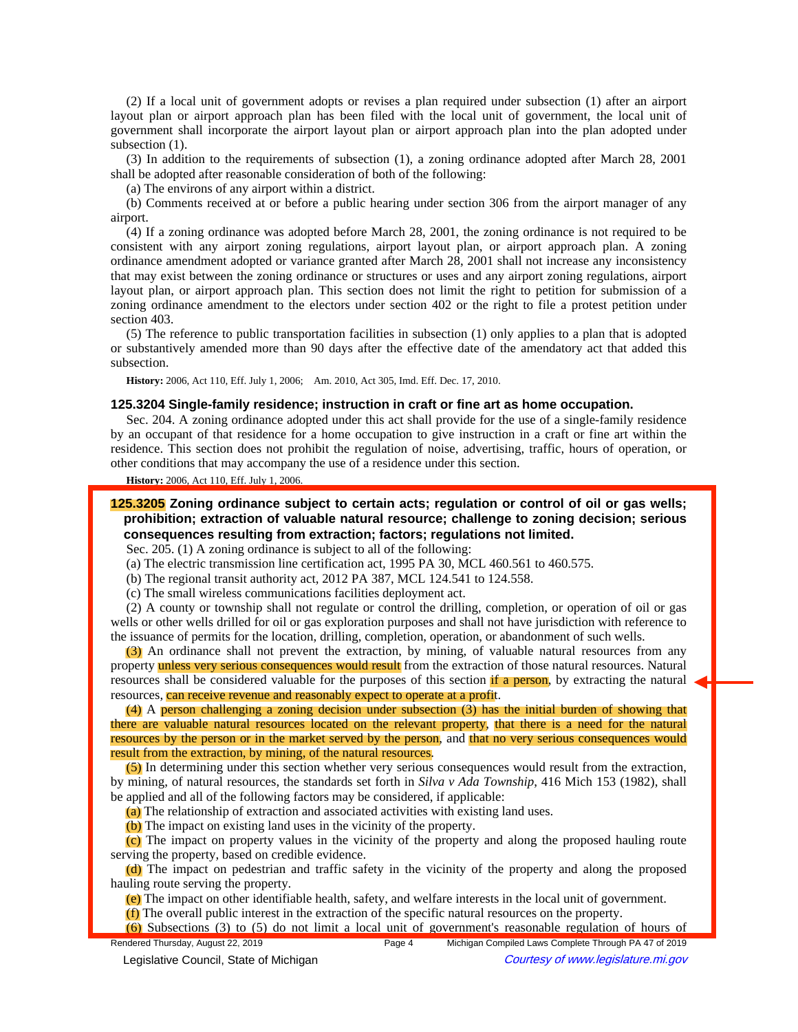(2) If a local unit of government adopts or revises a plan required under subsection (1) after an airport layout plan or airport approach plan has been filed with the local unit of government, the local unit of government shall incorporate the airport layout plan or airport approach plan into the plan adopted under subsection (1).

(3) In addition to the requirements of subsection (1), a zoning ordinance adopted after March 28, 2001 shall be adopted after reasonable consideration of both of the following:

(a) The environs of any airport within a district.

(b) Comments received at or before a public hearing under section 306 from the airport manager of any airport.

(4) If a zoning ordinance was adopted before March 28, 2001, the zoning ordinance is not required to be consistent with any airport zoning regulations, airport layout plan, or airport approach plan. A zoning ordinance amendment adopted or variance granted after March 28, 2001 shall not increase any inconsistency that may exist between the zoning ordinance or structures or uses and any airport zoning regulations, airport layout plan, or airport approach plan. This section does not limit the right to petition for submission of a zoning ordinance amendment to the electors under section 402 or the right to file a protest petition under section 403.

(5) The reference to public transportation facilities in subsection (1) only applies to a plan that is adopted or substantively amended more than 90 days after the effective date of the amendatory act that added this subsection.

**History:** 2006, Act 110, Eff. July 1, 2006; Am. 2010, Act 305, Imd. Eff. Dec. 17, 2010.

### 125.3204 Single-family residence; instruction in craft or fine art as home occupation.

Sec. 204. A zoning ordinance adopted under this act shall provide for the use of a single-family residence by an occupant of that residence for a home occupation to give instruction in a craft or fine art within the residence. This section does not prohibit the regulation of noise, advertising, traffic, hours of operation, or other conditions that may accompany the use of a residence under this section.

**History:** 2006, Act 110, Eff. July 1, 2006.

### 125.3205 Zoning ordinance subject to certain acts; regulation or control of oil or gas wells; prohibition; extraction of valuable natural resource; challenge to zoning decision; serious consequences resulting from extraction; factors; regulations not limited.

Sec. 205. (1) A zoning ordinance is subject to all of the following:

(a) The electric transmission line certification act, 1995 PA 30, MCL 460.561 to 460.575.

(b) The regional transit authority act, 2012 PA 387, MCL 124.541 to 124.558.

(c) The small wireless communications facilities deployment act.

(2) A county or township shall not regulate or control the drilling, completion, or operation of oil or gas wells or other wells drilled for oil or gas exploration purposes and shall not have jurisdiction with reference to the issuance of permits for the location, drilling, completion, operation, or abandonment of such wells.

(3) An ordinance shall not prevent the extraction, by mining, of valuable natural resources from any property unless very serious consequences would result from the extraction of those natural resources. Natural resources shall be considered valuable for the purposes of this section if a person, by extracting the natural resources, can receive revenue and reasonably expect to operate at a profit.

(4) A person challenging a zoning decision under subsection (3) has the initial burden of showing that there are valuable natural resources located on the relevant property, that there is a need for the natural resources by the person or in the market served by the person, and that no very serious consequences would result from the extraction, by mining, of the natural resources.

(5) In determining under this section whether very serious consequences would result from the extraction, by mining, of natural resources, the standards set forth in *Silva v Ada Township*, 416 Mich 153 (1982), shall be applied and all of the following factors may be considered, if applicable:

(a) The relationship of extraction and associated activities with existing land uses.

(b) The impact on existing land uses in the vicinity of the property.

(c) The impact on property values in the vicinity of the property and along the proposed hauling route serving the property, based on credible evidence.

(d) The impact on pedestrian and traffic safety in the vicinity of the property and along the proposed hauling route serving the property.

(e) The impact on other identifiable health, safety, and welfare interests in the local unit of government.

(f) The overall public interest in the extraction of the specific natural resources on the property.

(6) Subsections (3) to (5) do not limit a local unit of government's reasonable regulation of hours of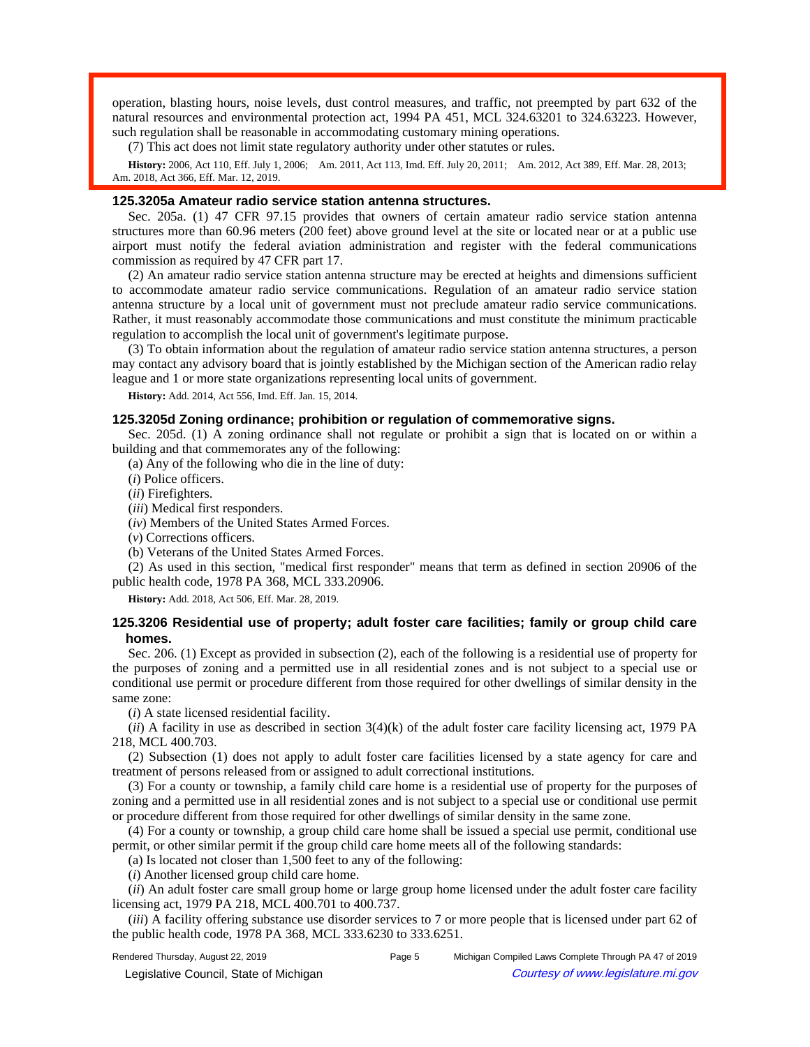operation, blasting hours, noise levels, dust control measures, and traffic, not preempted by part 632 of the natural resources and environmental protection act, 1994 PA 451, MCL 324.63201 to 324.63223. However, such regulation shall be reasonable in accommodating customary mining operations.

(7) This act does not limit state regulatory authority under other statutes or rules.

**History:** 2006, Act 110, Eff. July 1, 2006; Am. 2011, Act 113, Imd. Eff. July 20, 2011; Am. 2012, Act 389, Eff. Mar. 28, 2013; Am. 2018, Act 366, Eff. Mar. 12, 2019.

### 125.3205a Amateur radio service station antenna structures.

Sec. 205a. (1) 47 CFR 97.15 provides that owners of certain amateur radio service station antenna structures more than 60.96 meters (200 feet) above ground level at the site or located near or at a public use airport must notify the federal aviation administration and register with the federal communications commission as required by 47 CFR part 17.

(2) An amateur radio service station antenna structure may be erected at heights and dimensions sufficient to accommodate amateur radio service communications. Regulation of an amateur radio service station antenna structure by a local unit of government must not preclude amateur radio service communications. Rather, it must reasonably accommodate those communications and must constitute the minimum practicable regulation to accomplish the local unit of government's legitimate purpose.

(3) To obtain information about the regulation of amateur radio service station antenna structures, a person may contact any advisory board that is jointly established by the Michigan section of the American radio relay league and 1 or more state organizations representing local units of government.

**History:** Add. 2014, Act 556, Imd. Eff. Jan. 15, 2014.

### 125.3205d Zoning ordinance; prohibition or regulation of commemorative signs.

Sec. 205d. (1) A zoning ordinance shall not regulate or prohibit a sign that is located on or within a building and that commemorates any of the following:

(a) Any of the following who die in the line of duty:

(*i*) Police officers.

(*ii*) Firefighters.

(*iii*) Medical first responders.

(*iv*) Members of the United States Armed Forces.

(*v*) Corrections officers.

(b) Veterans of the United States Armed Forces.

(2) As used in this section, "medical first responder" means that term as defined in section 20906 of the public health code, 1978 PA 368, MCL 333.20906.

**History:** Add. 2018, Act 506, Eff. Mar. 28, 2019.

### 125.3206 Residential use of property; adult foster care facilities; family or group child care homes.

Sec. 206. (1) Except as provided in subsection (2), each of the following is a residential use of property for the purposes of zoning and a permitted use in all residential zones and is not subject to a special use or conditional use permit or procedure different from those required for other dwellings of similar density in the same zone:

(*i*) A state licensed residential facility.

(*ii*) A facility in use as described in section 3(4)(k) of the adult foster care facility licensing act, 1979 PA 218, MCL 400.703.

(2) Subsection (1) does not apply to adult foster care facilities licensed by a state agency for care and treatment of persons released from or assigned to adult correctional institutions.

(3) For a county or township, a family child care home is a residential use of property for the purposes of zoning and a permitted use in all residential zones and is not subject to a special use or conditional use permit or procedure different from those required for other dwellings of similar density in the same zone.

(4) For a county or township, a group child care home shall be issued a special use permit, conditional use permit, or other similar permit if the group child care home meets all of the following standards:

(a) Is located not closer than 1,500 feet to any of the following:

(*i*) Another licensed group child care home.

(*ii*) An adult foster care small group home or large group home licensed under the adult foster care facility licensing act, 1979 PA 218, MCL 400.701 to 400.737.

(*iii*) A facility offering substance use disorder services to 7 or more people that is licensed under part 62 of the public health code, 1978 PA 368, MCL 333.6230 to 333.6251.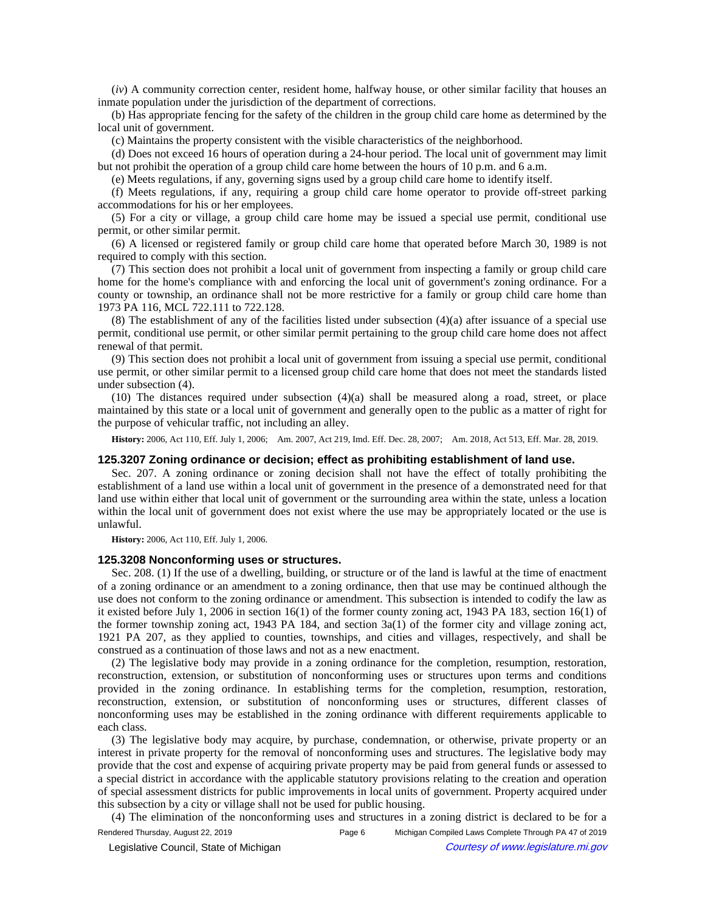(*iv*) A community correction center, resident home, halfway house, or other similar facility that houses an inmate population under the jurisdiction of the department of corrections.

(b) Has appropriate fencing for the safety of the children in the group child care home as determined by the local unit of government.

(c) Maintains the property consistent with the visible characteristics of the neighborhood.

(d) Does not exceed 16 hours of operation during a 24-hour period. The local unit of government may limit but not prohibit the operation of a group child care home between the hours of 10 p.m. and 6 a.m.

(e) Meets regulations, if any, governing signs used by a group child care home to identify itself.

(f) Meets regulations, if any, requiring a group child care home operator to provide off-street parking accommodations for his or her employees.

(5) For a city or village, a group child care home may be issued a special use permit, conditional use permit, or other similar permit.

(6) A licensed or registered family or group child care home that operated before March 30, 1989 is not required to comply with this section.

(7) This section does not prohibit a local unit of government from inspecting a family or group child care home for the home's compliance with and enforcing the local unit of government's zoning ordinance. For a county or township, an ordinance shall not be more restrictive for a family or group child care home than 1973 PA 116, MCL 722.111 to 722.128.

(8) The establishment of any of the facilities listed under subsection (4)(a) after issuance of a special use permit, conditional use permit, or other similar permit pertaining to the group child care home does not affect renewal of that permit.

(9) This section does not prohibit a local unit of government from issuing a special use permit, conditional use permit, or other similar permit to a licensed group child care home that does not meet the standards listed under subsection (4).

(10) The distances required under subsection (4)(a) shall be measured along a road, street, or place maintained by this state or a local unit of government and generally open to the public as a matter of right for the purpose of vehicular traffic, not including an alley.

**History:** 2006, Act 110, Eff. July 1, 2006; Am. 2007, Act 219, Imd. Eff. Dec. 28, 2007; Am. 2018, Act 513, Eff. Mar. 28, 2019.

### 125.3207 Zoning ordinance or decision; effect as prohibiting establishment of land use.

Sec. 207. A zoning ordinance or zoning decision shall not have the effect of totally prohibiting the establishment of a land use within a local unit of government in the presence of a demonstrated need for that land use within either that local unit of government or the surrounding area within the state, unless a location within the local unit of government does not exist where the use may be appropriately located or the use is unlawful.

**History:** 2006, Act 110, Eff. July 1, 2006.

### 125.3208 Nonconforming uses or structures.

Sec. 208. (1) If the use of a dwelling, building, or structure or of the land is lawful at the time of enactment of a zoning ordinance or an amendment to a zoning ordinance, then that use may be continued although the use does not conform to the zoning ordinance or amendment. This subsection is intended to codify the law as it existed before July 1, 2006 in section 16(1) of the former county zoning act, 1943 PA 183, section 16(1) of the former township zoning act, 1943 PA 184, and section 3a(1) of the former city and village zoning act, 1921 PA 207, as they applied to counties, townships, and cities and villages, respectively, and shall be construed as a continuation of those laws and not as a new enactment.

(2) The legislative body may provide in a zoning ordinance for the completion, resumption, restoration, reconstruction, extension, or substitution of nonconforming uses or structures upon terms and conditions provided in the zoning ordinance. In establishing terms for the completion, resumption, restoration, reconstruction, extension, or substitution of nonconforming uses or structures, different classes of nonconforming uses may be established in the zoning ordinance with different requirements applicable to each class.

(3) The legislative body may acquire, by purchase, condemnation, or otherwise, private property or an interest in private property for the removal of nonconforming uses and structures. The legislative body may provide that the cost and expense of acquiring private property may be paid from general funds or assessed to a special district in accordance with the applicable statutory provisions relating to the creation and operation of special assessment districts for public improvements in local units of government. Property acquired under this subsection by a city or village shall not be used for public housing.

(4) The elimination of the nonconforming uses and structures in a zoning district is declared to be for a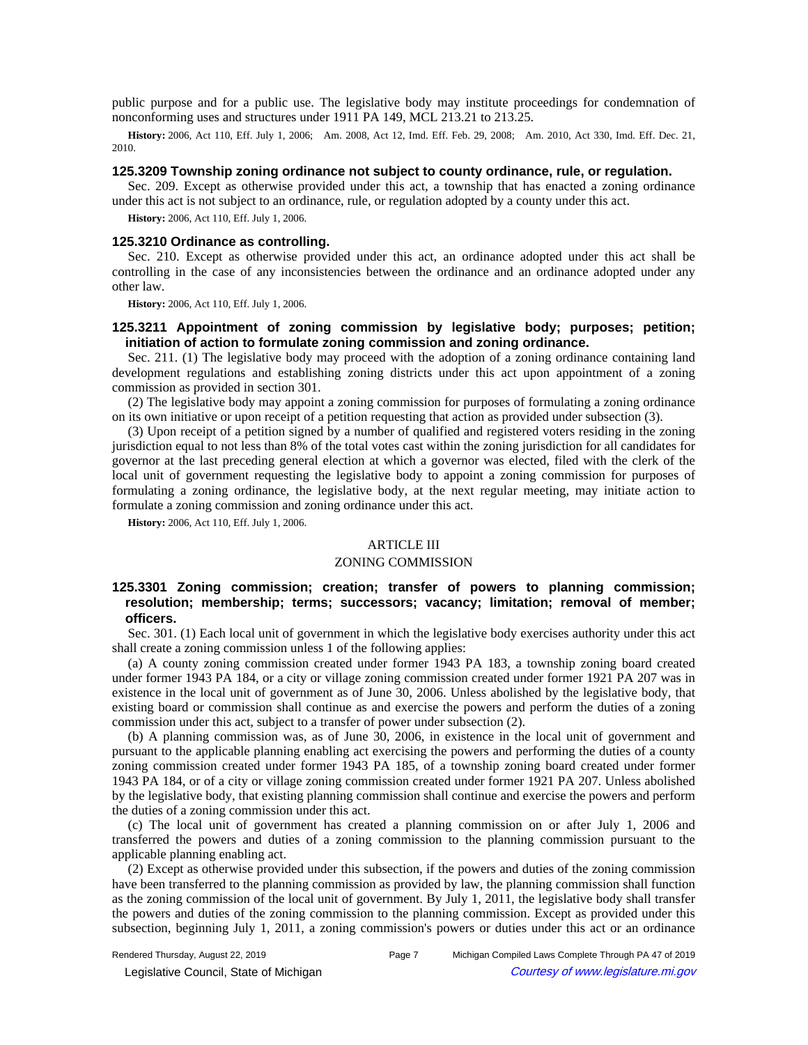public purpose and for a public use. The legislative body may institute proceedings for condemnation of nonconforming uses and structures under 1911 PA 149, MCL 213.21 to 213.25.

**History:** 2006, Act 110, Eff. July 1, 2006; Am. 2008, Act 12, Imd. Eff. Feb. 29, 2008; Am. 2010, Act 330, Imd. Eff. Dec. 21, 2010.

### 125.3209 Township zoning ordinance not subject to county ordinance, rule, or regulation.

Sec. 209. Except as otherwise provided under this act, a township that has enacted a zoning ordinance under this act is not subject to an ordinance, rule, or regulation adopted by a county under this act.

**History:** 2006, Act 110, Eff. July 1, 2006.

### 125.3210 Ordinance as controlling.

Sec. 210. Except as otherwise provided under this act, an ordinance adopted under this act shall be controlling in the case of any inconsistencies between the ordinance and an ordinance adopted under any other law.

**History:** 2006, Act 110, Eff. July 1, 2006.

### 125.3211 Appointment of zoning commission by legislative body; purposes; petition; initiation of action to formulate zoning commission and zoning ordinance.

Sec. 211. (1) The legislative body may proceed with the adoption of a zoning ordinance containing land development regulations and establishing zoning districts under this act upon appointment of a zoning commission as provided in section 301.

(2) The legislative body may appoint a zoning commission for purposes of formulating a zoning ordinance on its own initiative or upon receipt of a petition requesting that action as provided under subsection (3).

(3) Upon receipt of a petition signed by a number of qualified and registered voters residing in the zoning jurisdiction equal to not less than 8% of the total votes cast within the zoning jurisdiction for all candidates for governor at the last preceding general election at which a governor was elected, filed with the clerk of the local unit of government requesting the legislative body to appoint a zoning commission for purposes of formulating a zoning ordinance, the legislative body, at the next regular meeting, may initiate action to formulate a zoning commission and zoning ordinance under this act.

**History:** 2006, Act 110, Eff. July 1, 2006.

## ARTICLE III

## ZONING COMMISSION

### 125.3301 Zoning commission; creation; transfer of powers to planning commission; resolution; membership; terms; successors; vacancy; limitation; removal of member; officers.

Sec. 301. (1) Each local unit of government in which the legislative body exercises authority under this act shall create a zoning commission unless 1 of the following applies:

(a) A county zoning commission created under former 1943 PA 183, a township zoning board created under former 1943 PA 184, or a city or village zoning commission created under former 1921 PA 207 was in existence in the local unit of government as of June 30, 2006. Unless abolished by the legislative body, that existing board or commission shall continue as and exercise the powers and perform the duties of a zoning commission under this act, subject to a transfer of power under subsection (2).

(b) A planning commission was, as of June 30, 2006, in existence in the local unit of government and pursuant to the applicable planning enabling act exercising the powers and performing the duties of a county zoning commission created under former 1943 PA 185, of a township zoning board created under former 1943 PA 184, or of a city or village zoning commission created under former 1921 PA 207. Unless abolished by the legislative body, that existing planning commission shall continue and exercise the powers and perform the duties of a zoning commission under this act.

(c) The local unit of government has created a planning commission on or after July 1, 2006 and transferred the powers and duties of a zoning commission to the planning commission pursuant to the applicable planning enabling act.

(2) Except as otherwise provided under this subsection, if the powers and duties of the zoning commission have been transferred to the planning commission as provided by law, the planning commission shall function as the zoning commission of the local unit of government. By July 1, 2011, the legislative body shall transfer the powers and duties of the zoning commission to the planning commission. Except as provided under this subsection, beginning July 1, 2011, a zoning commission's powers or duties under this act or an ordinance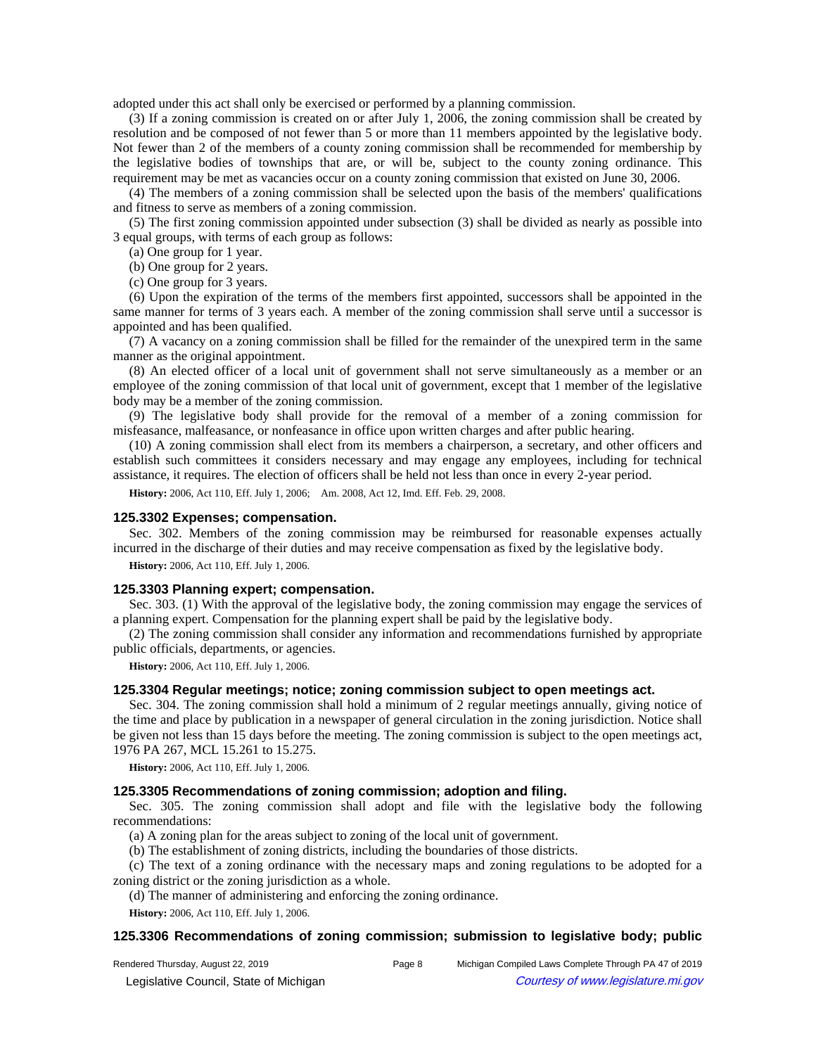adopted under this act shall only be exercised or performed by a planning commission.

(3) If a zoning commission is created on or after July 1, 2006, the zoning commission shall be created by resolution and be composed of not fewer than 5 or more than 11 members appointed by the legislative body. Not fewer than 2 of the members of a county zoning commission shall be recommended for membership by the legislative bodies of townships that are, or will be, subject to the county zoning ordinance. This requirement may be met as vacancies occur on a county zoning commission that existed on June 30, 2006.

(4) The members of a zoning commission shall be selected upon the basis of the members' qualifications and fitness to serve as members of a zoning commission.

(5) The first zoning commission appointed under subsection (3) shall be divided as nearly as possible into 3 equal groups, with terms of each group as follows:

(a) One group for 1 year.

(b) One group for 2 years.

(c) One group for 3 years.

(6) Upon the expiration of the terms of the members first appointed, successors shall be appointed in the same manner for terms of 3 years each. A member of the zoning commission shall serve until a successor is appointed and has been qualified.

(7) A vacancy on a zoning commission shall be filled for the remainder of the unexpired term in the same manner as the original appointment.

(8) An elected officer of a local unit of government shall not serve simultaneously as a member or an employee of the zoning commission of that local unit of government, except that 1 member of the legislative body may be a member of the zoning commission.

(9) The legislative body shall provide for the removal of a member of a zoning commission for misfeasance, malfeasance, or nonfeasance in office upon written charges and after public hearing.

(10) A zoning commission shall elect from its members a chairperson, a secretary, and other officers and establish such committees it considers necessary and may engage any employees, including for technical assistance, it requires. The election of officers shall be held not less than once in every 2-year period.

**History:** 2006, Act 110, Eff. July 1, 2006;—Am. 2008, Act 12, Imd. Eff. Feb. 29, 2008.

### 125.3302 Expenses; compensation.

Sec. 302. Members of the zoning commission may be reimbursed for reasonable expenses actually incurred in the discharge of their duties and may receive compensation as fixed by the legislative body.

**History:** 2006, Act 110, Eff. July 1, 2006.

### 125.3303 Planning expert; compensation.

Sec. 303. (1) With the approval of the legislative body, the zoning commission may engage the services of a planning expert. Compensation for the planning expert shall be paid by the legislative body.

(2) The zoning commission shall consider any information and recommendations furnished by appropriate public officials, departments, or agencies.

**History:** 2006, Act 110, Eff. July 1, 2006.

### 125.3304 Regular meetings; notice; zoning commission subject to open meetings act.

Sec. 304. The zoning commission shall hold a minimum of 2 regular meetings annually, giving notice of the time and place by publication in a newspaper of general circulation in the zoning jurisdiction. Notice shall be given not less than 15 days before the meeting. The zoning commission is subject to the open meetings act, 1976 PA 267, MCL 15.261 to 15.275.

**History:** 2006, Act 110, Eff. July 1, 2006.

### 125.3305 Recommendations of zoning commission; adoption and filing.

Sec. 305. The zoning commission shall adopt and file with the legislative body the following recommendations:

(a) A zoning plan for the areas subject to zoning of the local unit of government.

(b) The establishment of zoning districts, including the boundaries of those districts.

(c) The text of a zoning ordinance with the necessary maps and zoning regulations to be adopted for a zoning district or the zoning jurisdiction as a whole.

(d) The manner of administering and enforcing the zoning ordinance.

**History:** 2006, Act 110, Eff. July 1, 2006.

### 125.3306 Recommendations of zoning commission; submission to legislative body; public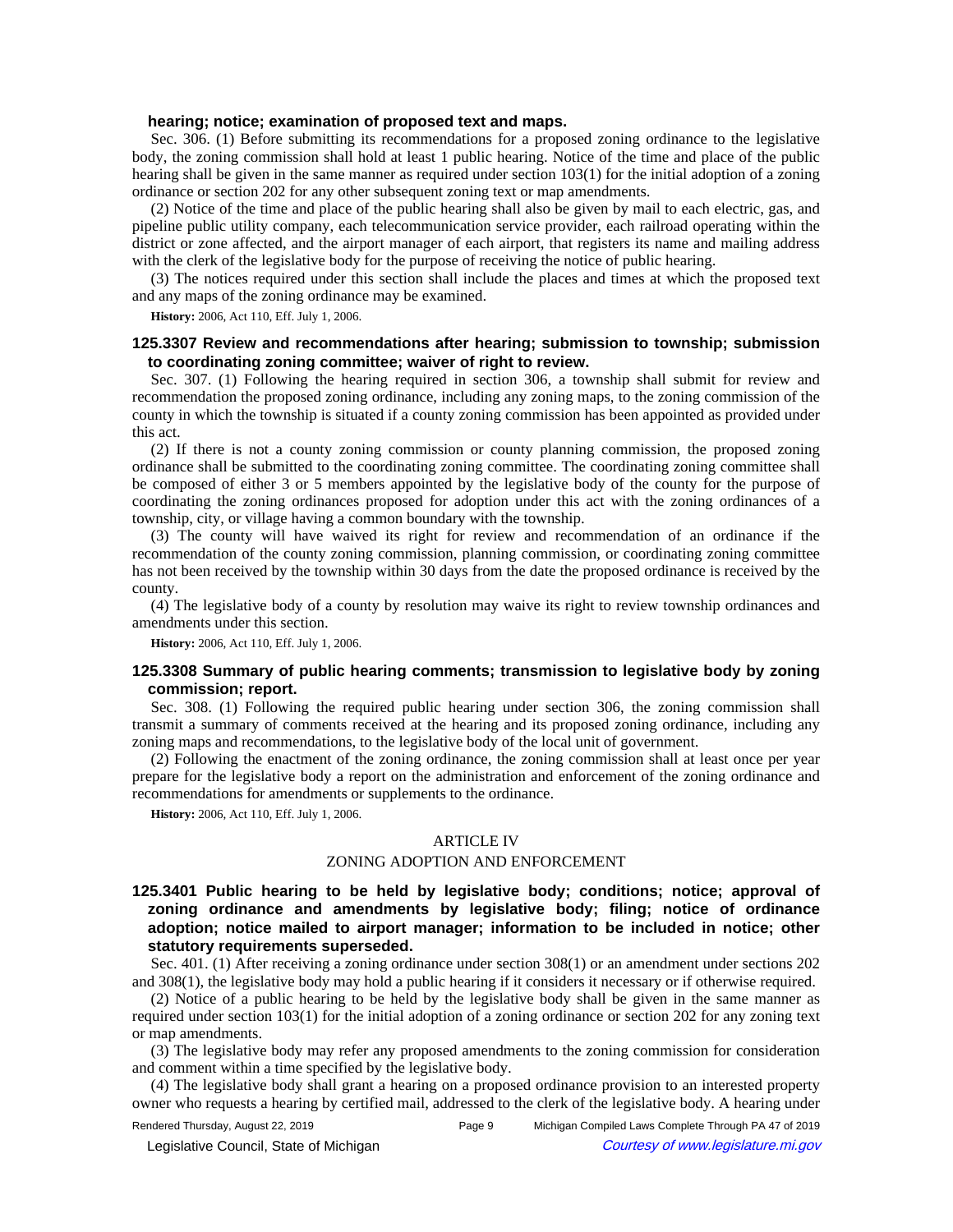**hearing; notice; examination of proposed text and maps.**

Sec. 306. (1) Before submitting its recommendations for a proposed zoning ordinance to the legislative body, the zoning commission shall hold at least 1 public hearing. Notice of the time and place of the public hearing shall be given in the same manner as required under section 103(1) for the initial adoption of a zoning ordinance or section 202 for any other subsequent zoning text or map amendments.

(2) Notice of the time and place of the public hearing shall also be given by mail to each electric, gas, and pipeline public utility company, each telecommunication service provider, each railroad operating within the district or zone affected, and the airport manager of each airport, that registers its name and mailing address with the clerk of the legislative body for the purpose of receiving the notice of public hearing.

(3) The notices required under this section shall include the places and times at which the proposed text and any maps of the zoning ordinance may be examined.

**History:** 2006, Act 110, Eff. July 1, 2006.

### 125.3307 Review and recommendations after hearing; submission to township; submission to coordinating zoning committee; waiver of right to review.

Sec. 307. (1) Following the hearing required in section 306, a township shall submit for review and recommendation the proposed zoning ordinance, including any zoning maps, to the zoning commission of the county in which the township is situated if a county zoning commission has been appointed as provided under this act.

(2) If there is not a county zoning commission or county planning commission, the proposed zoning ordinance shall be submitted to the coordinating zoning committee. The coordinating zoning committee shall be composed of either 3 or 5 members appointed by the legislative body of the county for the purpose of coordinating the zoning ordinances proposed for adoption under this act with the zoning ordinances of a township, city, or village having a common boundary with the township.

(3) The county will have waived its right for review and recommendation of an ordinance if the recommendation of the county zoning commission, planning commission, or coordinating zoning committee has not been received by the township within 30 days from the date the proposed ordinance is received by the county.

(4) The legislative body of a county by resolution may waive its right to review township ordinances and amendments under this section.

**History:** 2006, Act 110, Eff. July 1, 2006.

### 125.3308 Summary of public hearing comments; transmission to legislative body by zoning commission; report.

Sec. 308. (1) Following the required public hearing under section 306, the zoning commission shall transmit a summary of comments received at the hearing and its proposed zoning ordinance, including any zoning maps and recommendations, to the legislative body of the local unit of government.

(2) Following the enactment of the zoning ordinance, the zoning commission shall at least once per year prepare for the legislative body a report on the administration and enforcement of the zoning ordinance and recommendations for amendments or supplements to the ordinance.

**History:** 2006, Act 110, Eff. July 1, 2006.

## ARTICLE IV

## ZONING ADOPTION AND ENFORCEMENT

### 125.3401 Public hearing to be held by legislative body; conditions; notice; approval of zoning ordinance and amendments by legislative body; filing; notice of ordinance adoption; notice mailed to airport manager; information to be included in notice; other statutory requirements superseded.

Sec. 401. (1) After receiving a zoning ordinance under section 308(1) or an amendment under sections 202 and 308(1), the legislative body may hold a public hearing if it considers it necessary or if otherwise required.

(2) Notice of a public hearing to be held by the legislative body shall be given in the same manner as required under section 103(1) for the initial adoption of a zoning ordinance or section 202 for any zoning text or map amendments.

(3) The legislative body may refer any proposed amendments to the zoning commission for consideration and comment within a time specified by the legislative body.

(4) The legislative body shall grant a hearing on a proposed ordinance provision to an interested property owner who requests a hearing by certified mail, addressed to the clerk of the legislative body. A hearing under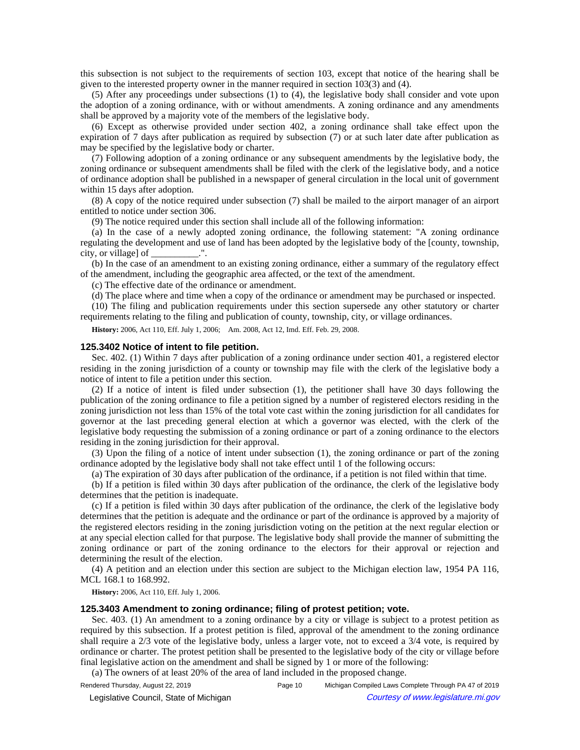this subsection is not subject to the requirements of section 103, except that notice of the hearing shall be given to the interested property owner in the manner required in section 103(3) and (4).

(5) After any proceedings under subsections (1) to (4), the legislative body shall consider and vote upon the adoption of a zoning ordinance, with or without amendments. A zoning ordinance and any amendments shall be approved by a majority vote of the members of the legislative body.

(6) Except as otherwise provided under section 402, a zoning ordinance shall take effect upon the expiration of 7 days after publication as required by subsection (7) or at such later date after publication as may be specified by the legislative body or charter.

(7) Following adoption of a zoning ordinance or any subsequent amendments by the legislative body, the zoning ordinance or subsequent amendments shall be filed with the clerk of the legislative body, and a notice of ordinance adoption shall be published in a newspaper of general circulation in the local unit of government within 15 days after adoption.

(8) A copy of the notice required under subsection (7) shall be mailed to the airport manager of an airport entitled to notice under section 306.

(9) The notice required under this section shall include all of the following information:

(a) In the case of a newly adopted zoning ordinance, the following statement: "A zoning ordinance regulating the development and use of land has been adopted by the legislative body of the [county, township, city, or village] of __________.".

(b) In the case of an amendment to an existing zoning ordinance, either a summary of the regulatory effect of the amendment, including the geographic area affected, or the text of the amendment.

(c) The effective date of the ordinance or amendment.

(d) The place where and time when a copy of the ordinance or amendment may be purchased or inspected.

(10) The filing and publication requirements under this section supersede any other statutory or charter requirements relating to the filing and publication of county, township, city, or village ordinances.

**History:** 2006, Act 110, Eff. July 1, 2006; Am. 2008, Act 12, Imd. Eff. Feb. 29, 2008.

### 125.3402 Notice of intent to file petition.

Sec. 402. (1) Within 7 days after publication of a zoning ordinance under section 401, a registered elector residing in the zoning jurisdiction of a county or township may file with the clerk of the legislative body a notice of intent to file a petition under this section.

(2) If a notice of intent is filed under subsection (1), the petitioner shall have 30 days following the publication of the zoning ordinance to file a petition signed by a number of registered electors residing in the zoning jurisdiction not less than 15% of the total vote cast within the zoning jurisdiction for all candidates for governor at the last preceding general election at which a governor was elected, with the clerk of the legislative body requesting the submission of a zoning ordinance or part of a zoning ordinance to the electors residing in the zoning jurisdiction for their approval.

(3) Upon the filing of a notice of intent under subsection (1), the zoning ordinance or part of the zoning ordinance adopted by the legislative body shall not take effect until 1 of the following occurs:

(a) The expiration of 30 days after publication of the ordinance, if a petition is not filed within that time.

(b) If a petition is filed within 30 days after publication of the ordinance, the clerk of the legislative body determines that the petition is inadequate.

(c) If a petition is filed within 30 days after publication of the ordinance, the clerk of the legislative body determines that the petition is adequate and the ordinance or part of the ordinance is approved by a majority of the registered electors residing in the zoning jurisdiction voting on the petition at the next regular election or at any special election called for that purpose. The legislative body shall provide the manner of submitting the zoning ordinance or part of the zoning ordinance to the electors for their approval or rejection and determining the result of the election.

(4) A petition and an election under this section are subject to the Michigan election law, 1954 PA 116, MCL 168.1 to 168.992.

**History:** 2006, Act 110, Eff. July 1, 2006.

### 125.3403 Amendment to zoning ordinance; filing of protest petition; vote.

Sec. 403. (1) An amendment to a zoning ordinance by a city or village is subject to a protest petition as required by this subsection. If a protest petition is filed, approval of the amendment to the zoning ordinance shall require a 2/3 vote of the legislative body, unless a larger vote, not to exceed a 3/4 vote, is required by ordinance or charter. The protest petition shall be presented to the legislative body of the city or village before final legislative action on the amendment and shall be signed by 1 or more of the following:

(a) The owners of at least 20% of the area of land included in the proposed change.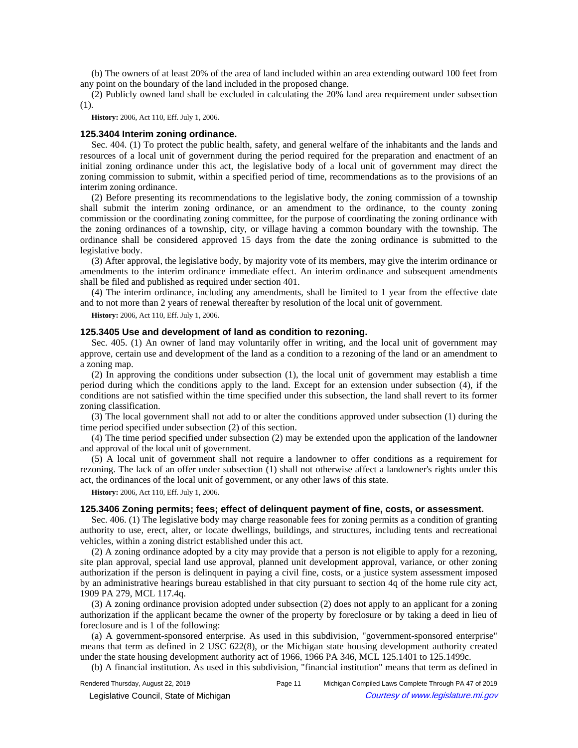(b) The owners of at least 20% of the area of land included within an area extending outward 100 feet from any point on the boundary of the land included in the proposed change.

(2) Publicly owned land shall be excluded in calculating the 20% land area requirement under subsection (1).

**History:** 2006, Act 110, Eff. July 1, 2006.

### 125.3404 Interim zoning ordinance.

Sec. 404. (1) To protect the public health, safety, and general welfare of the inhabitants and the lands and resources of a local unit of government during the period required for the preparation and enactment of an initial zoning ordinance under this act, the legislative body of a local unit of government may direct the zoning commission to submit, within a specified period of time, recommendations as to the provisions of an interim zoning ordinance.

(2) Before presenting its recommendations to the legislative body, the zoning commission of a township shall submit the interim zoning ordinance, or an amendment to the ordinance, to the county zoning commission or the coordinating zoning committee, for the purpose of coordinating the zoning ordinance with the zoning ordinances of a township, city, or village having a common boundary with the township. The ordinance shall be considered approved 15 days from the date the zoning ordinance is submitted to the legislative body.

(3) After approval, the legislative body, by majority vote of its members, may give the interim ordinance or amendments to the interim ordinance immediate effect. An interim ordinance and subsequent amendments shall be filed and published as required under section 401.

(4) The interim ordinance, including any amendments, shall be limited to 1 year from the effective date and to not more than 2 years of renewal thereafter by resolution of the local unit of government.

**History:** 2006, Act 110, Eff. July 1, 2006.

### 125.3405 Use and development of land as condition to rezoning.

Sec. 405. (1) An owner of land may voluntarily offer in writing, and the local unit of government may approve, certain use and development of the land as a condition to a rezoning of the land or an amendment to a zoning map.

(2) In approving the conditions under subsection (1), the local unit of government may establish a time period during which the conditions apply to the land. Except for an extension under subsection (4), if the conditions are not satisfied within the time specified under this subsection, the land shall revert to its former zoning classification.

(3) The local government shall not add to or alter the conditions approved under subsection (1) during the time period specified under subsection (2) of this section.

(4) The time period specified under subsection (2) may be extended upon the application of the landowner and approval of the local unit of government.

(5) A local unit of government shall not require a landowner to offer conditions as a requirement for rezoning. The lack of an offer under subsection (1) shall not otherwise affect a landowner's rights under this act, the ordinances of the local unit of government, or any other laws of this state.

**History:** 2006, Act 110, Eff. July 1, 2006.

### 125.3406 Zoning permits; fees; effect of delinquent payment of fine, costs, or assessment.

Sec. 406. (1) The legislative body may charge reasonable fees for zoning permits as a condition of granting authority to use, erect, alter, or locate dwellings, buildings, and structures, including tents and recreational vehicles, within a zoning district established under this act.

(2) A zoning ordinance adopted by a city may provide that a person is not eligible to apply for a rezoning, site plan approval, special land use approval, planned unit development approval, variance, or other zoning authorization if the person is delinquent in paying a civil fine, costs, or a justice system assessment imposed by an administrative hearings bureau established in that city pursuant to section 4q of the home rule city act, 1909 PA 279, MCL 117.4q.

(3) A zoning ordinance provision adopted under subsection (2) does not apply to an applicant for a zoning authorization if the applicant became the owner of the property by foreclosure or by taking a deed in lieu of foreclosure and is 1 of the following:

(a) A government-sponsored enterprise. As used in this subdivision, "government-sponsored enterprise" means that term as defined in 2 USC 622(8), or the Michigan state housing development authority created under the state housing development authority act of 1966, 1966 PA 346, MCL 125.1401 to 125.1499c.

(b) A financial institution. As used in this subdivision, "financial institution" means that term as defined in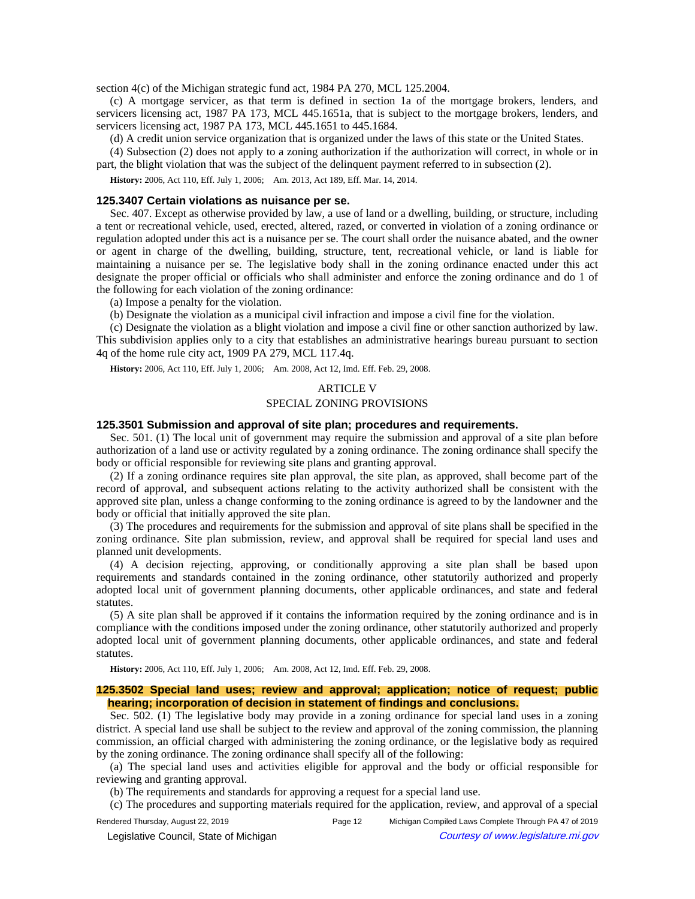section 4(c) of the Michigan strategic fund act, 1984 PA 270, MCL 125.2004.

(c) A mortgage servicer, as that term is defined in section 1a of the mortgage brokers, lenders, and servicers licensing act, 1987 PA 173, MCL 445.1651a, that is subject to the mortgage brokers, lenders, and servicers licensing act, 1987 PA 173, MCL 445.1651 to 445.1684.

(d) A credit union service organization that is organized under the laws of this state or the United States.

(4) Subsection (2) does not apply to a zoning authorization if the authorization will correct, in whole or in part, the blight violation that was the subject of the delinquent payment referred to in subsection (2).

**History:** 2006, Act 110, Eff. July 1, 2006; Am. 2013, Act 189, Eff. Mar. 14, 2014.

### 125.3407 Certain violations as nuisance per se.

Sec. 407. Except as otherwise provided by law, a use of land or a dwelling, building, or structure, including a tent or recreational vehicle, used, erected, altered, razed, or converted in violation of a zoning ordinance or regulation adopted under this act is a nuisance per se. The court shall order the nuisance abated, and the owner or agent in charge of the dwelling, building, structure, tent, recreational vehicle, or land is liable for maintaining a nuisance per se. The legislative body shall in the zoning ordinance enacted under this act designate the proper official or officials who shall administer and enforce the zoning ordinance and do 1 of the following for each violation of the zoning ordinance:

(a) Impose a penalty for the violation.

(b) Designate the violation as a municipal civil infraction and impose a civil fine for the violation.

(c) Designate the violation as a blight violation and impose a civil fine or other sanction authorized by law. This subdivision applies only to a city that establishes an administrative hearings bureau pursuant to section 4q of the home rule city act, 1909 PA 279, MCL 117.4q.

**History:** 2006, Act 110, Eff. July 1, 2006; Am. 2008, Act 12, Imd. Eff. Feb. 29, 2008.

## ARTICLE V

## SPECIAL ZONING PROVISIONS

### 125.3501 Submission and approval of site plan; procedures and requirements.

Sec. 501. (1) The local unit of government may require the submission and approval of a site plan before authorization of a land use or activity regulated by a zoning ordinance. The zoning ordinance shall specify the body or official responsible for reviewing site plans and granting approval.

(2) If a zoning ordinance requires site plan approval, the site plan, as approved, shall become part of the record of approval, and subsequent actions relating to the activity authorized shall be consistent with the approved site plan, unless a change conforming to the zoning ordinance is agreed to by the landowner and the body or official that initially approved the site plan.

(3) The procedures and requirements for the submission and approval of site plans shall be specified in the zoning ordinance. Site plan submission, review, and approval shall be required for special land uses and planned unit developments.

(4) A decision rejecting, approving, or conditionally approving a site plan shall be based upon requirements and standards contained in the zoning ordinance, other statutorily authorized and properly adopted local unit of government planning documents, other applicable ordinances, and state and federal statutes.

(5) A site plan shall be approved if it contains the information required by the zoning ordinance and is in compliance with the conditions imposed under the zoning ordinance, other statutorily authorized and properly adopted local unit of government planning documents, other applicable ordinances, and state and federal statutes.

**History:** 2006, Act 110, Eff. July 1, 2006; Am. 2008, Act 12, Imd. Eff. Feb. 29, 2008.

### 125.3502 Special land uses; review and approval; application; notice of request; public hearing; incorporation of decision in statement of findings and conclusions.

Sec. 502. (1) The legislative body may provide in a zoning ordinance for special land uses in a zoning district. A special land use shall be subject to the review and approval of the zoning commission, the planning commission, an official charged with administering the zoning ordinance, or the legislative body as required by the zoning ordinance. The zoning ordinance shall specify all of the following:

(a) The special land uses and activities eligible for approval and the body or official responsible for reviewing and granting approval.

(b) The requirements and standards for approving a request for a special land use.

(c) The procedures and supporting materials required for the application, review, and approval of a special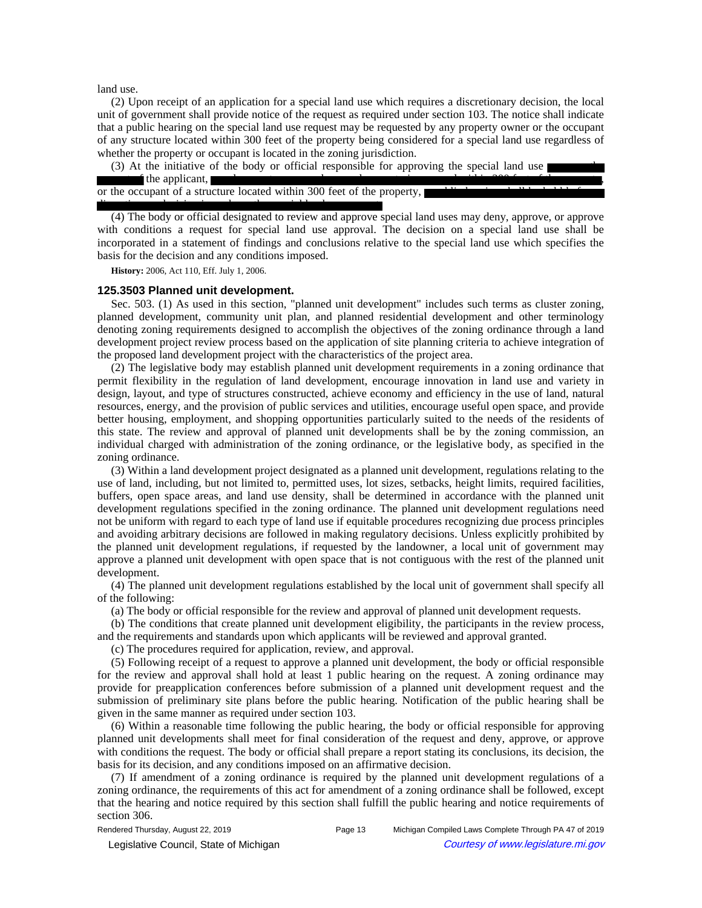land use.

(2) Upon receipt of an application for a special land use which requires a discretionary decision, the local unit of government shall provide notice of the request as required under section 103. The notice shall indicate that a public hearing on the special land use request may be requested by any property owner or the occupant of any structure located within 300 feet of the property being considered for a special land use regardless of whether the property or occupant is located in the zoning jurisdiction.

(3) At the initiative of the body or official responsible for approving the special land use ... the applicant, ... or the occupant of a structure located within 300 feet of the property, ...

(4) The body or official designated to review and approve special land uses may deny, approve, or approve with conditions a request for special land use approval. The decision on a special land use shall be incorporated in a statement of findings and conclusions relative to the special land use which specifies the basis for the decision and any conditions imposed.

**History:** 2006, Act 110, Eff. July 1, 2006.

### 125.3503 Planned unit development.

Sec. 503. (1) As used in this section, "planned unit development" includes such terms as cluster zoning, planned development, community unit plan, and planned residential development and other terminology denoting zoning requirements designed to accomplish the objectives of the zoning ordinance through a land development project review process based on the application of site planning criteria to achieve integration of the proposed land development project with the characteristics of the project area.

(2) The legislative body may establish planned unit development requirements in a zoning ordinance that permit flexibility in the regulation of land development, encourage innovation in land use and variety in design, layout, and type of structures constructed, achieve economy and efficiency in the use of land, natural resources, energy, and the provision of public services and utilities, encourage useful open space, and provide better housing, employment, and shopping opportunities particularly suited to the needs of the residents of this state. The review and approval of planned unit developments shall be by the zoning commission, an individual charged with administration of the zoning ordinance, or the legislative body, as specified in the zoning ordinance.

(3) Within a land development project designated as a planned unit development, regulations relating to the use of land, including, but not limited to, permitted uses, lot sizes, setbacks, height limits, required facilities, buffers, open space areas, and land use density, shall be determined in accordance with the planned unit development regulations specified in the zoning ordinance. The planned unit development regulations need not be uniform with regard to each type of land use if equitable procedures recognizing due process principles and avoiding arbitrary decisions are followed in making regulatory decisions. Unless explicitly prohibited by the planned unit development regulations, if requested by the landowner, a local unit of government may approve a planned unit development with open space that is not contiguous with the rest of the planned unit development.

(4) The planned unit development regulations established by the local unit of government shall specify all of the following:

(a) The body or official responsible for the review and approval of planned unit development requests.

(b) The conditions that create planned unit development eligibility, the participants in the review process, and the requirements and standards upon which applicants will be reviewed and approval granted.

(c) The procedures required for application, review, and approval.

(5) Following receipt of a request to approve a planned unit development, the body or official responsible for the review and approval shall hold at least 1 public hearing on the request. A zoning ordinance may provide for preapplication conferences before submission of a planned unit development request and the submission of preliminary site plans before the public hearing. Notification of the public hearing shall be given in the same manner as required under section 103.

(6) Within a reasonable time following the public hearing, the body or official responsible for approving planned unit developments shall meet for final consideration of the request and deny, approve, or approve with conditions the request. The body or official shall prepare a report stating its conclusions, its decision, the basis for its decision, and any conditions imposed on an affirmative decision.

(7) If amendment of a zoning ordinance is required by the planned unit development regulations of a zoning ordinance, the requirements of this act for amendment of a zoning ordinance shall be followed, except that the hearing and notice required by this section shall fulfill the public hearing and notice requirements of section 306.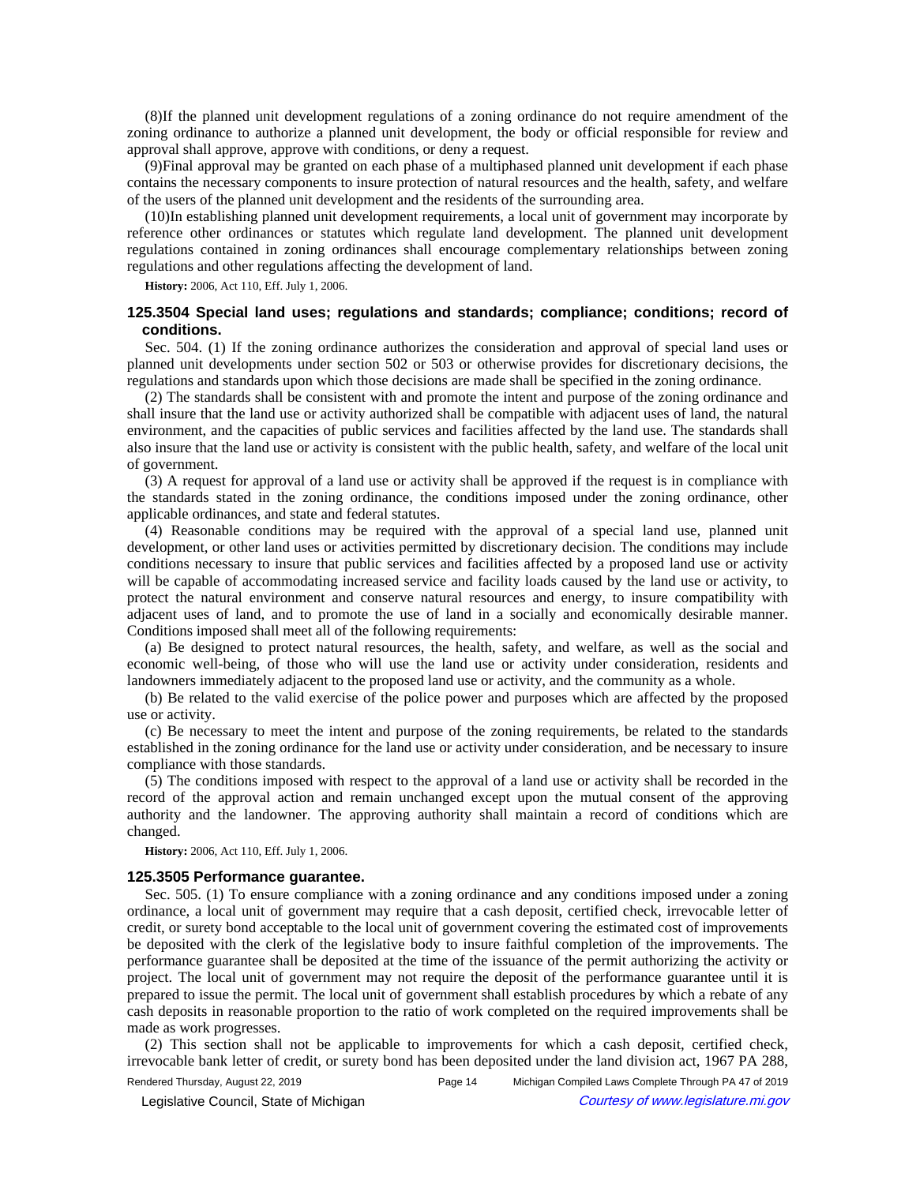(8)If the planned unit development regulations of a zoning ordinance do not require amendment of the zoning ordinance to authorize a planned unit development, the body or official responsible for review and approval shall approve, approve with conditions, or deny a request.

(9)Final approval may be granted on each phase of a multiphased planned unit development if each phase contains the necessary components to insure protection of natural resources and the health, safety, and welfare of the users of the planned unit development and the residents of the surrounding area.

(10)In establishing planned unit development requirements, a local unit of government may incorporate by reference other ordinances or statutes which regulate land development. The planned unit development regulations contained in zoning ordinances shall encourage complementary relationships between zoning regulations and other regulations affecting the development of land.

**History:** 2006, Act 110, Eff. July 1, 2006.

### 125.3504 Special land uses; regulations and standards; compliance; conditions; record of conditions.

Sec. 504. (1) If the zoning ordinance authorizes the consideration and approval of special land uses or planned unit developments under section 502 or 503 or otherwise provides for discretionary decisions, the regulations and standards upon which those decisions are made shall be specified in the zoning ordinance.

(2) The standards shall be consistent with and promote the intent and purpose of the zoning ordinance and shall insure that the land use or activity authorized shall be compatible with adjacent uses of land, the natural environment, and the capacities of public services and facilities affected by the land use. The standards shall also insure that the land use or activity is consistent with the public health, safety, and welfare of the local unit of government.

(3) A request for approval of a land use or activity shall be approved if the request is in compliance with the standards stated in the zoning ordinance, the conditions imposed under the zoning ordinance, other applicable ordinances, and state and federal statutes.

(4) Reasonable conditions may be required with the approval of a special land use, planned unit development, or other land uses or activities permitted by discretionary decision. The conditions may include conditions necessary to insure that public services and facilities affected by a proposed land use or activity will be capable of accommodating increased service and facility loads caused by the land use or activity, to protect the natural environment and conserve natural resources and energy, to insure compatibility with adjacent uses of land, and to promote the use of land in a socially and economically desirable manner. Conditions imposed shall meet all of the following requirements:

(a) Be designed to protect natural resources, the health, safety, and welfare, as well as the social and economic well-being, of those who will use the land use or activity under consideration, residents and landowners immediately adjacent to the proposed land use or activity, and the community as a whole.

(b) Be related to the valid exercise of the police power and purposes which are affected by the proposed use or activity.

(c) Be necessary to meet the intent and purpose of the zoning requirements, be related to the standards established in the zoning ordinance for the land use or activity under consideration, and be necessary to insure compliance with those standards.

(5) The conditions imposed with respect to the approval of a land use or activity shall be recorded in the record of the approval action and remain unchanged except upon the mutual consent of the approving authority and the landowner. The approving authority shall maintain a record of conditions which are changed.

**History:** 2006, Act 110, Eff. July 1, 2006.

### 125.3505 Performance guarantee.

Sec. 505. (1) To ensure compliance with a zoning ordinance and any conditions imposed under a zoning ordinance, a local unit of government may require that a cash deposit, certified check, irrevocable letter of credit, or surety bond acceptable to the local unit of government covering the estimated cost of improvements be deposited with the clerk of the legislative body to insure faithful completion of the improvements. The performance guarantee shall be deposited at the time of the issuance of the permit authorizing the activity or project. The local unit of government may not require the deposit of the performance guarantee until it is prepared to issue the permit. The local unit of government shall establish procedures by which a rebate of any cash deposits in reasonable proportion to the ratio of work completed on the required improvements shall be made as work progresses.

(2) This section shall not be applicable to improvements for which a cash deposit, certified check, irrevocable bank letter of credit, or surety bond has been deposited under the land division act, 1967 PA 288,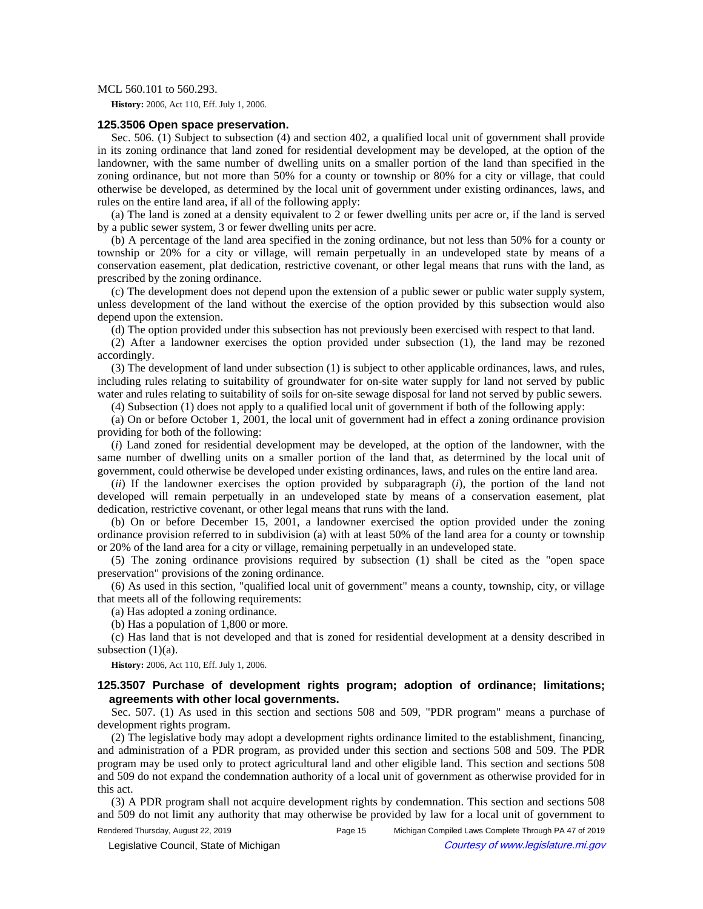MCL 560.101 to 560.293.

**History:** 2006, Act 110, Eff. July 1, 2006.

### 125.3506 Open space preservation.

Sec. 506. (1) Subject to subsection (4) and section 402, a qualified local unit of government shall provide in its zoning ordinance that land zoned for residential development may be developed, at the option of the landowner, with the same number of dwelling units on a smaller portion of the land than specified in the zoning ordinance, but not more than 50% for a county or township or 80% for a city or village, that could otherwise be developed, as determined by the local unit of government under existing ordinances, laws, and rules on the entire land area, if all of the following apply:

(a) The land is zoned at a density equivalent to 2 or fewer dwelling units per acre or, if the land is served by a public sewer system, 3 or fewer dwelling units per acre.

(b) A percentage of the land area specified in the zoning ordinance, but not less than 50% for a county or township or 20% for a city or village, will remain perpetually in an undeveloped state by means of a conservation easement, plat dedication, restrictive covenant, or other legal means that runs with the land, as prescribed by the zoning ordinance.

(c) The development does not depend upon the extension of a public sewer or public water supply system, unless development of the land without the exercise of the option provided by this subsection would also depend upon the extension.

(d) The option provided under this subsection has not previously been exercised with respect to that land.

(2) After a landowner exercises the option provided under subsection (1), the land may be rezoned accordingly.

(3) The development of land under subsection (1) is subject to other applicable ordinances, laws, and rules, including rules relating to suitability of groundwater for on-site water supply for land not served by public water and rules relating to suitability of soils for on-site sewage disposal for land not served by public sewers.

(4) Subsection (1) does not apply to a qualified local unit of government if both of the following apply:

(a) On or before October 1, 2001, the local unit of government had in effect a zoning ordinance provision providing for both of the following:

(*i*) Land zoned for residential development may be developed, at the option of the landowner, with the same number of dwelling units on a smaller portion of the land that, as determined by the local unit of government, could otherwise be developed under existing ordinances, laws, and rules on the entire land area.

(*ii*) If the landowner exercises the option provided by subparagraph (*i*), the portion of the land not developed will remain perpetually in an undeveloped state by means of a conservation easement, plat dedication, restrictive covenant, or other legal means that runs with the land.

(b) On or before December 15, 2001, a landowner exercised the option provided under the zoning ordinance provision referred to in subdivision (a) with at least 50% of the land area for a county or township or 20% of the land area for a city or village, remaining perpetually in an undeveloped state.

(5) The zoning ordinance provisions required by subsection (1) shall be cited as the "open space preservation" provisions of the zoning ordinance.

(6) As used in this section, "qualified local unit of government" means a county, township, city, or village that meets all of the following requirements:

(a) Has adopted a zoning ordinance.

(b) Has a population of 1,800 or more.

(c) Has land that is not developed and that is zoned for residential development at a density described in subsection (1)(a).

**History:** 2006, Act 110, Eff. July 1, 2006.

### 125.3507 Purchase of development rights program; adoption of ordinance; limitations; agreements with other local governments.

Sec. 507. (1) As used in this section and sections 508 and 509, "PDR program" means a purchase of development rights program.

(2) The legislative body may adopt a development rights ordinance limited to the establishment, financing, and administration of a PDR program, as provided under this section and sections 508 and 509. The PDR program may be used only to protect agricultural land and other eligible land. This section and sections 508 and 509 do not expand the condemnation authority of a local unit of government as otherwise provided for in this act.

(3) A PDR program shall not acquire development rights by condemnation. This section and sections 508 and 509 do not limit any authority that may otherwise be provided by law for a local unit of government to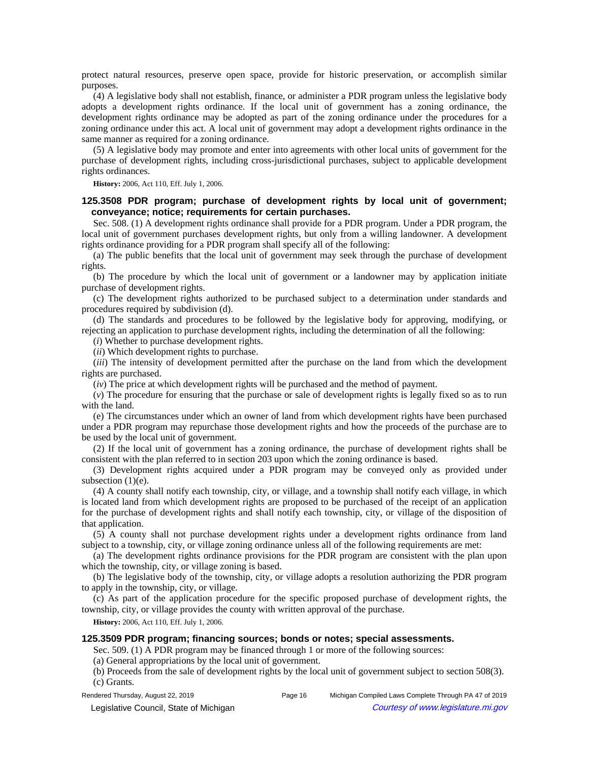protect natural resources, preserve open space, provide for historic preservation, or accomplish similar purposes.

(4) A legislative body shall not establish, finance, or administer a PDR program unless the legislative body adopts a development rights ordinance. If the local unit of government has a zoning ordinance, the development rights ordinance may be adopted as part of the zoning ordinance under the procedures for a zoning ordinance under this act. A local unit of government may adopt a development rights ordinance in the same manner as required for a zoning ordinance.

(5) A legislative body may promote and enter into agreements with other local units of government for the purchase of development rights, including cross-jurisdictional purchases, subject to applicable development rights ordinances.

**History:** 2006, Act 110, Eff. July 1, 2006.

### 125.3508 PDR program; purchase of development rights by local unit of government; conveyance; notice; requirements for certain purchases.

Sec. 508. (1) A development rights ordinance shall provide for a PDR program. Under a PDR program, the local unit of government purchases development rights, but only from a willing landowner. A development rights ordinance providing for a PDR program shall specify all of the following:

(a) The public benefits that the local unit of government may seek through the purchase of development rights.

(b) The procedure by which the local unit of government or a landowner may by application initiate purchase of development rights.

(c) The development rights authorized to be purchased subject to a determination under standards and procedures required by subdivision (d).

(d) The standards and procedures to be followed by the legislative body for approving, modifying, or rejecting an application to purchase development rights, including the determination of all the following:

(*i*) Whether to purchase development rights.

(*ii*) Which development rights to purchase.

(*iii*) The intensity of development permitted after the purchase on the land from which the development rights are purchased.

(*iv*) The price at which development rights will be purchased and the method of payment.

(*v*) The procedure for ensuring that the purchase or sale of development rights is legally fixed so as to run with the land.

(e) The circumstances under which an owner of land from which development rights have been purchased under a PDR program may repurchase those development rights and how the proceeds of the purchase are to be used by the local unit of government.

(2) If the local unit of government has a zoning ordinance, the purchase of development rights shall be consistent with the plan referred to in section 203 upon which the zoning ordinance is based.

(3) Development rights acquired under a PDR program may be conveyed only as provided under subsection (1)(e).

(4) A county shall notify each township, city, or village, and a township shall notify each village, in which is located land from which development rights are proposed to be purchased of the receipt of an application for the purchase of development rights and shall notify each township, city, or village of the disposition of that application.

(5) A county shall not purchase development rights under a development rights ordinance from land subject to a township, city, or village zoning ordinance unless all of the following requirements are met:

(a) The development rights ordinance provisions for the PDR program are consistent with the plan upon which the township, city, or village zoning is based.

(b) The legislative body of the township, city, or village adopts a resolution authorizing the PDR program to apply in the township, city, or village.

(c) As part of the application procedure for the specific proposed purchase of development rights, the township, city, or village provides the county with written approval of the purchase.

**History:** 2006, Act 110, Eff. July 1, 2006.

### 125.3509 PDR program; financing sources; bonds or notes; special assessments.

Sec. 509. (1) A PDR program may be financed through 1 or more of the following sources:

(a) General appropriations by the local unit of government.

(b) Proceeds from the sale of development rights by the local unit of government subject to section 508(3).

(c) Grants.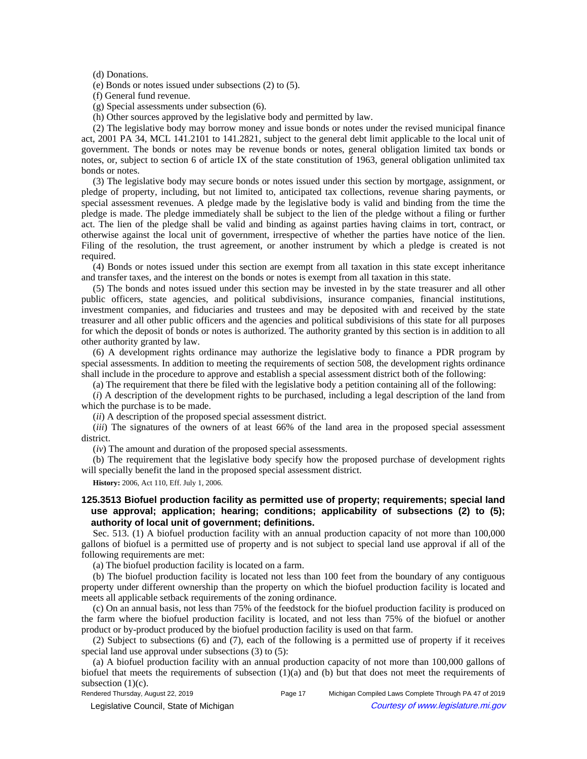(d) Donations.

(e) Bonds or notes issued under subsections (2) to (5).

(f) General fund revenue.

(g) Special assessments under subsection (6).

(h) Other sources approved by the legislative body and permitted by law.

(2) The legislative body may borrow money and issue bonds or notes under the revised municipal finance act, 2001 PA 34, MCL 141.2101 to 141.2821, subject to the general debt limit applicable to the local unit of government. The bonds or notes may be revenue bonds or notes, general obligation limited tax bonds or notes, or, subject to section 6 of article IX of the state constitution of 1963, general obligation unlimited tax bonds or notes.

(3) The legislative body may secure bonds or notes issued under this section by mortgage, assignment, or pledge of property, including, but not limited to, anticipated tax collections, revenue sharing payments, or special assessment revenues. A pledge made by the legislative body is valid and binding from the time the pledge is made. The pledge immediately shall be subject to the lien of the pledge without a filing or further act. The lien of the pledge shall be valid and binding as against parties having claims in tort, contract, or otherwise against the local unit of government, irrespective of whether the parties have notice of the lien. Filing of the resolution, the trust agreement, or another instrument by which a pledge is created is not required.

(4) Bonds or notes issued under this section are exempt from all taxation in this state except inheritance and transfer taxes, and the interest on the bonds or notes is exempt from all taxation in this state.

(5) The bonds and notes issued under this section may be invested in by the state treasurer and all other public officers, state agencies, and political subdivisions, insurance companies, financial institutions, investment companies, and fiduciaries and trustees and may be deposited with and received by the state treasurer and all other public officers and the agencies and political subdivisions of this state for all purposes for which the deposit of bonds or notes is authorized. The authority granted by this section is in addition to all other authority granted by law.

(6) A development rights ordinance may authorize the legislative body to finance a PDR program by special assessments. In addition to meeting the requirements of section 508, the development rights ordinance shall include in the procedure to approve and establish a special assessment district both of the following:

(a) The requirement that there be filed with the legislative body a petition containing all of the following:

(*i*) A description of the development rights to be purchased, including a legal description of the land from which the purchase is to be made.

(*ii*) A description of the proposed special assessment district.

(*iii*) The signatures of the owners of at least 66% of the land area in the proposed special assessment district.

(*iv*) The amount and duration of the proposed special assessments.

(b) The requirement that the legislative body specify how the proposed purchase of development rights will specially benefit the land in the proposed special assessment district.

**History:** 2006, Act 110, Eff. July 1, 2006.

### 125.3513 Biofuel production facility as permitted use of property; requirements; special land use approval; application; hearing; conditions; applicability of subsections (2) to (5); authority of local unit of government; definitions.

Sec. 513. (1) A biofuel production facility with an annual production capacity of not more than 100,000 gallons of biofuel is a permitted use of property and is not subject to special land use approval if all of the following requirements are met:

(a) The biofuel production facility is located on a farm.

(b) The biofuel production facility is located not less than 100 feet from the boundary of any contiguous property under different ownership than the property on which the biofuel production facility is located and meets all applicable setback requirements of the zoning ordinance.

(c) On an annual basis, not less than 75% of the feedstock for the biofuel production facility is produced on the farm where the biofuel production facility is located, and not less than 75% of the biofuel or another product or by-product produced by the biofuel production facility is used on that farm.

(2) Subject to subsections (6) and (7), each of the following is a permitted use of property if it receives special land use approval under subsections (3) to (5):

(a) A biofuel production facility with an annual production capacity of not more than 100,000 gallons of biofuel that meets the requirements of subsection (1)(a) and (b) but that does not meet the requirements of subsection (1)(c).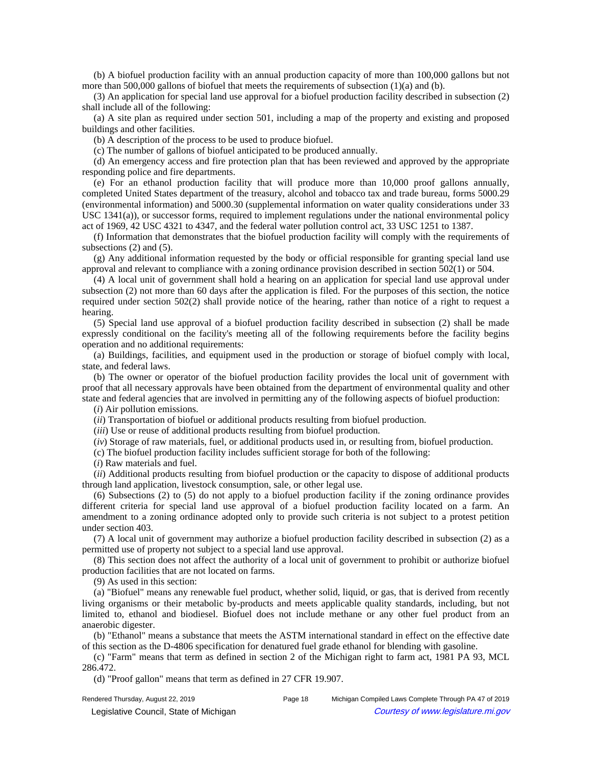(b) A biofuel production facility with an annual production capacity of more than 100,000 gallons but not more than 500,000 gallons of biofuel that meets the requirements of subsection (1)(a) and (b).

(3) An application for special land use approval for a biofuel production facility described in subsection (2) shall include all of the following:

(a) A site plan as required under section 501, including a map of the property and existing and proposed buildings and other facilities.

(b) A description of the process to be used to produce biofuel.

(c) The number of gallons of biofuel anticipated to be produced annually.

(d) An emergency access and fire protection plan that has been reviewed and approved by the appropriate responding police and fire departments.

(e) For an ethanol production facility that will produce more than 10,000 proof gallons annually, completed United States department of the treasury, alcohol and tobacco tax and trade bureau, forms 5000.29 (environmental information) and 5000.30 (supplemental information on water quality considerations under 33 USC 1341(a)), or successor forms, required to implement regulations under the national environmental policy act of 1969, 42 USC 4321 to 4347, and the federal water pollution control act, 33 USC 1251 to 1387.

(f) Information that demonstrates that the biofuel production facility will comply with the requirements of subsections (2) and (5).

(g) Any additional information requested by the body or official responsible for granting special land use approval and relevant to compliance with a zoning ordinance provision described in section 502(1) or 504.

(4) A local unit of government shall hold a hearing on an application for special land use approval under subsection (2) not more than 60 days after the application is filed. For the purposes of this section, the notice required under section 502(2) shall provide notice of the hearing, rather than notice of a right to request a hearing.

(5) Special land use approval of a biofuel production facility described in subsection (2) shall be made expressly conditional on the facility's meeting all of the following requirements before the facility begins operation and no additional requirements:

(a) Buildings, facilities, and equipment used in the production or storage of biofuel comply with local, state, and federal laws.

(b) The owner or operator of the biofuel production facility provides the local unit of government with proof that all necessary approvals have been obtained from the department of environmental quality and other state and federal agencies that are involved in permitting any of the following aspects of biofuel production:

(*i*) Air pollution emissions.

(*ii*) Transportation of biofuel or additional products resulting from biofuel production.

(*iii*) Use or reuse of additional products resulting from biofuel production.

(*iv*) Storage of raw materials, fuel, or additional products used in, or resulting from, biofuel production.

(c) The biofuel production facility includes sufficient storage for both of the following:

(*i*) Raw materials and fuel.

(*ii*) Additional products resulting from biofuel production or the capacity to dispose of additional products through land application, livestock consumption, sale, or other legal use.

(6) Subsections (2) to (5) do not apply to a biofuel production facility if the zoning ordinance provides different criteria for special land use approval of a biofuel production facility located on a farm. An amendment to a zoning ordinance adopted only to provide such criteria is not subject to a protest petition under section 403.

(7) A local unit of government may authorize a biofuel production facility described in subsection (2) as a permitted use of property not subject to a special land use approval.

(8) This section does not affect the authority of a local unit of government to prohibit or authorize biofuel production facilities that are not located on farms.

(9) As used in this section:

(a) "Biofuel" means any renewable fuel product, whether solid, liquid, or gas, that is derived from recently living organisms or their metabolic by-products and meets applicable quality standards, including, but not limited to, ethanol and biodiesel. Biofuel does not include methane or any other fuel product from an anaerobic digester.

(b) "Ethanol" means a substance that meets the ASTM international standard in effect on the effective date of this section as the D-4806 specification for denatured fuel grade ethanol for blending with gasoline.

(c) "Farm" means that term as defined in section 2 of the Michigan right to farm act, 1981 PA 93, MCL 286.472.

(d) "Proof gallon" means that term as defined in 27 CFR 19.907.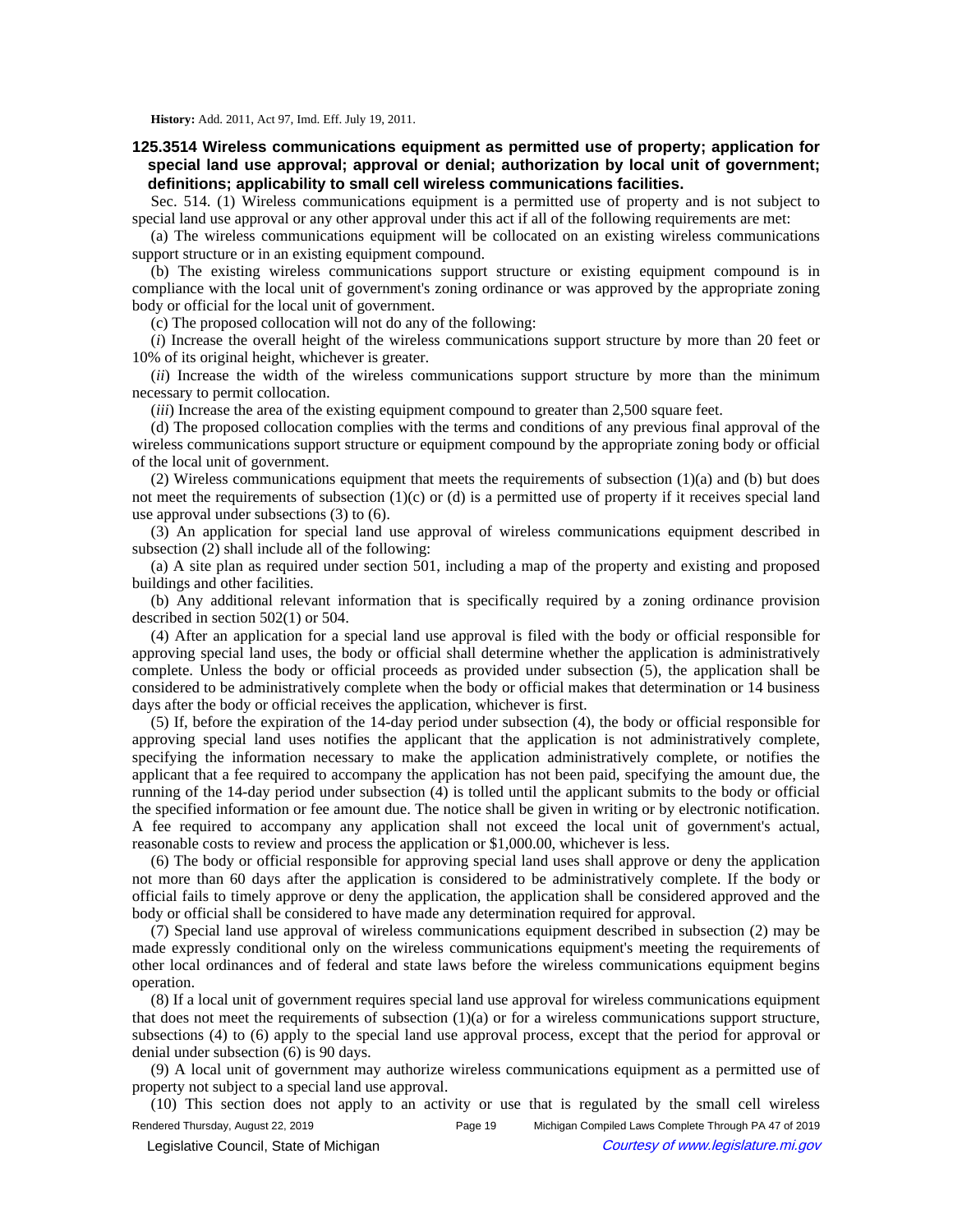**History:** Add. 2011, Act 97, Imd. Eff. July 19, 2011.

### 125.3514 Wireless communications equipment as permitted use of property; application for special land use approval; approval or denial; authorization by local unit of government; definitions; applicability to small cell wireless communications facilities.

Sec. 514. (1) Wireless communications equipment is a permitted use of property and is not subject to special land use approval or any other approval under this act if all of the following requirements are met:

(a) The wireless communications equipment will be collocated on an existing wireless communications support structure or in an existing equipment compound.

(b) The existing wireless communications support structure or existing equipment compound is in compliance with the local unit of government's zoning ordinance or was approved by the appropriate zoning body or official for the local unit of government.

(c) The proposed collocation will not do any of the following:

(*i*) Increase the overall height of the wireless communications support structure by more than 20 feet or 10% of its original height, whichever is greater.

(*ii*) Increase the width of the wireless communications support structure by more than the minimum necessary to permit collocation.

(*iii*) Increase the area of the existing equipment compound to greater than 2,500 square feet.

(d) The proposed collocation complies with the terms and conditions of any previous final approval of the wireless communications support structure or equipment compound by the appropriate zoning body or official of the local unit of government.

(2) Wireless communications equipment that meets the requirements of subsection (1)(a) and (b) but does not meet the requirements of subsection (1)(c) or (d) is a permitted use of property if it receives special land use approval under subsections (3) to (6).

(3) An application for special land use approval of wireless communications equipment described in subsection (2) shall include all of the following:

(a) A site plan as required under section 501, including a map of the property and existing and proposed buildings and other facilities.

(b) Any additional relevant information that is specifically required by a zoning ordinance provision described in section 502(1) or 504.

(4) After an application for a special land use approval is filed with the body or official responsible for approving special land uses, the body or official shall determine whether the application is administratively complete. Unless the body or official proceeds as provided under subsection (5), the application shall be considered to be administratively complete when the body or official makes that determination or 14 business days after the body or official receives the application, whichever is first.

(5) If, before the expiration of the 14-day period under subsection (4), the body or official responsible for approving special land uses notifies the applicant that the application is not administratively complete, specifying the information necessary to make the application administratively complete, or notifies the applicant that a fee required to accompany the application has not been paid, specifying the amount due, the running of the 14-day period under subsection (4) is tolled until the applicant submits to the body or official the specified information or fee amount due. The notice shall be given in writing or by electronic notification. A fee required to accompany any application shall not exceed the local unit of government's actual, reasonable costs to review and process the application or $1,000.00, whichever is less.

(6) The body or official responsible for approving special land uses shall approve or deny the application not more than 60 days after the application is considered to be administratively complete. If the body or official fails to timely approve or deny the application, the application shall be considered approved and the body or official shall be considered to have made any determination required for approval.

(7) Special land use approval of wireless communications equipment described in subsection (2) may be made expressly conditional only on the wireless communications equipment's meeting the requirements of other local ordinances and of federal and state laws before the wireless communications equipment begins operation.

(8) If a local unit of government requires special land use approval for wireless communications equipment that does not meet the requirements of subsection (1)(a) or for a wireless communications support structure, subsections (4) to (6) apply to the special land use approval process, except that the period for approval or denial under subsection (6) is 90 days.

(9) A local unit of government may authorize wireless communications equipment as a permitted use of property not subject to a special land use approval.

(10) This section does not apply to an activity or use that is regulated by the small cell wireless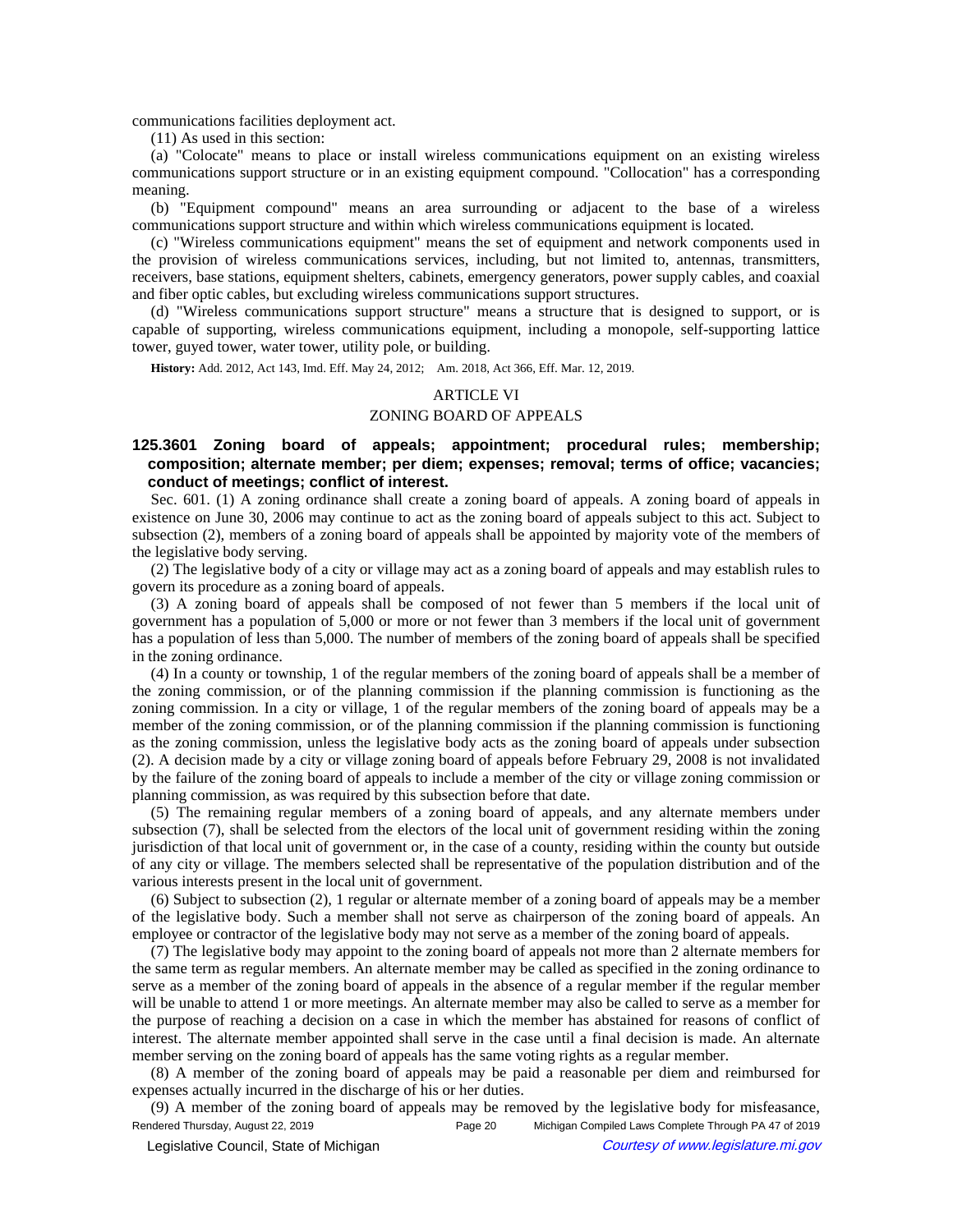communications facilities deployment act.

(11) As used in this section:

(a) "Colocate" means to place or install wireless communications equipment on an existing wireless communications support structure or in an existing equipment compound. "Collocation" has a corresponding meaning.

(b) "Equipment compound" means an area surrounding or adjacent to the base of a wireless communications support structure and within which wireless communications equipment is located.

(c) "Wireless communications equipment" means the set of equipment and network components used in the provision of wireless communications services, including, but not limited to, antennas, transmitters, receivers, base stations, equipment shelters, cabinets, emergency generators, power supply cables, and coaxial and fiber optic cables, but excluding wireless communications support structures.

(d) "Wireless communications support structure" means a structure that is designed to support, or is capable of supporting, wireless communications equipment, including a monopole, self-supporting lattice tower, guyed tower, water tower, utility pole, or building.

**History:** Add. 2012, Act 143, Imd. Eff. May 24, 2012; Am. 2018, Act 366, Eff. Mar. 12, 2019.

## ARTICLE VI

## ZONING BOARD OF APPEALS

### 125.3601 Zoning board of appeals; appointment; procedural rules; membership; composition; alternate member; per diem; expenses; removal; terms of office; vacancies; conduct of meetings; conflict of interest.

Sec. 601. (1) A zoning ordinance shall create a zoning board of appeals. A zoning board of appeals in existence on June 30, 2006 may continue to act as the zoning board of appeals subject to this act. Subject to subsection (2), members of a zoning board of appeals shall be appointed by majority vote of the members of the legislative body serving.

(2) The legislative body of a city or village may act as a zoning board of appeals and may establish rules to govern its procedure as a zoning board of appeals.

(3) A zoning board of appeals shall be composed of not fewer than 5 members if the local unit of government has a population of 5,000 or more or not fewer than 3 members if the local unit of government has a population of less than 5,000. The number of members of the zoning board of appeals shall be specified in the zoning ordinance.

(4) In a county or township, 1 of the regular members of the zoning board of appeals shall be a member of the zoning commission, or of the planning commission if the planning commission is functioning as the zoning commission. In a city or village, 1 of the regular members of the zoning board of appeals may be a member of the zoning commission, or of the planning commission if the planning commission is functioning as the zoning commission, unless the legislative body acts as the zoning board of appeals under subsection (2). A decision made by a city or village zoning board of appeals before February 29, 2008 is not invalidated by the failure of the zoning board of appeals to include a member of the city or village zoning commission or planning commission, as was required by this subsection before that date.

(5) The remaining regular members of a zoning board of appeals, and any alternate members under subsection (7), shall be selected from the electors of the local unit of government residing within the zoning jurisdiction of that local unit of government or, in the case of a county, residing within the county but outside of any city or village. The members selected shall be representative of the population distribution and of the various interests present in the local unit of government.

(6) Subject to subsection (2), 1 regular or alternate member of a zoning board of appeals may be a member of the legislative body. Such a member shall not serve as chairperson of the zoning board of appeals. An employee or contractor of the legislative body may not serve as a member of the zoning board of appeals.

(7) The legislative body may appoint to the zoning board of appeals not more than 2 alternate members for the same term as regular members. An alternate member may be called as specified in the zoning ordinance to serve as a member of the zoning board of appeals in the absence of a regular member if the regular member will be unable to attend 1 or more meetings. An alternate member may also be called to serve as a member for the purpose of reaching a decision on a case in which the member has abstained for reasons of conflict of interest. The alternate member appointed shall serve in the case until a final decision is made. An alternate member serving on the zoning board of appeals has the same voting rights as a regular member.

(8) A member of the zoning board of appeals may be paid a reasonable per diem and reimbursed for expenses actually incurred in the discharge of his or her duties.

(9) A member of the zoning board of appeals may be removed by the legislative body for misfeasance,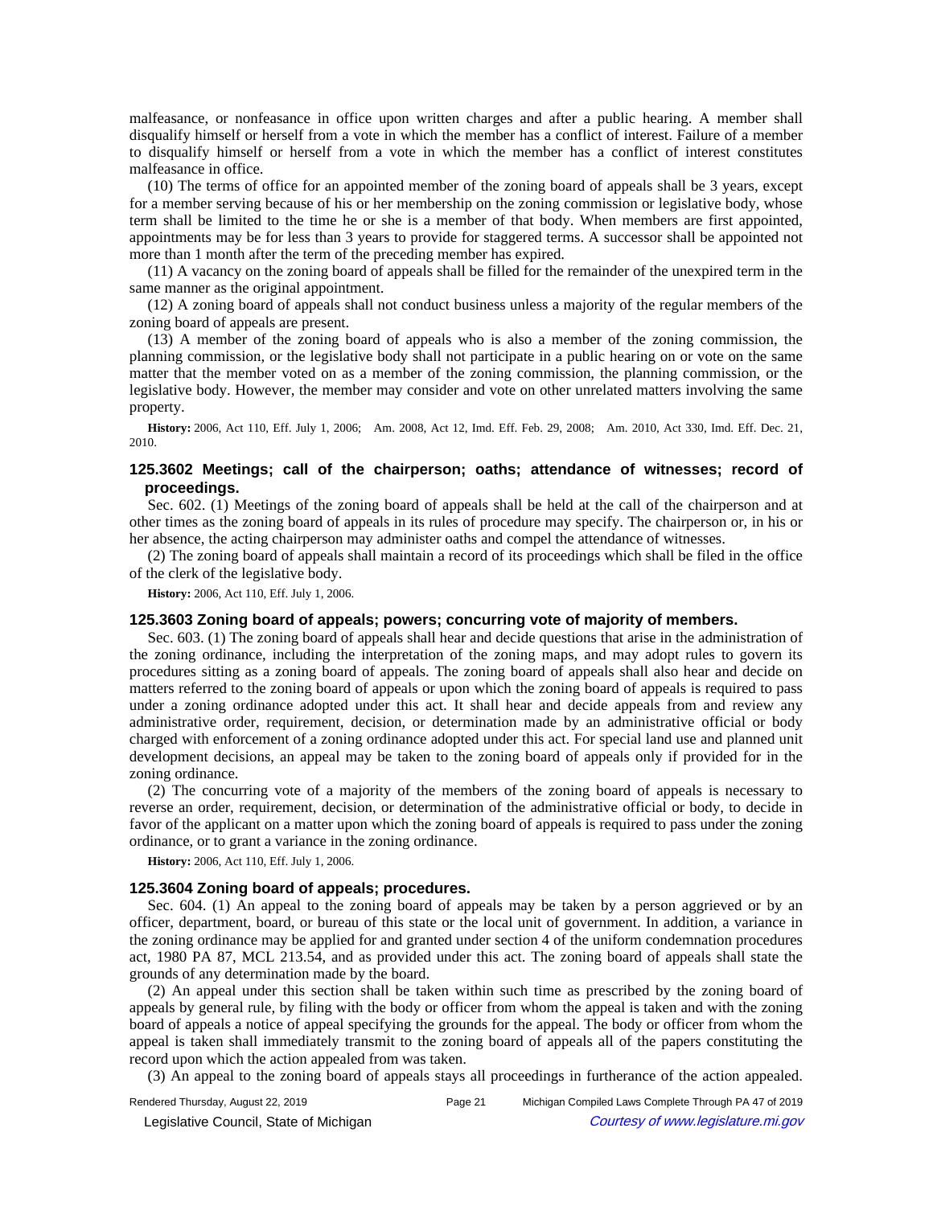malfeasance, or nonfeasance in office upon written charges and after a public hearing. A member shall disqualify himself or herself from a vote in which the member has a conflict of interest. Failure of a member to disqualify himself or herself from a vote in which the member has a conflict of interest constitutes malfeasance in office.

(10) The terms of office for an appointed member of the zoning board of appeals shall be 3 years, except for a member serving because of his or her membership on the zoning commission or legislative body, whose term shall be limited to the time he or she is a member of that body. When members are first appointed, appointments may be for less than 3 years to provide for staggered terms. A successor shall be appointed not more than 1 month after the term of the preceding member has expired.

(11) A vacancy on the zoning board of appeals shall be filled for the remainder of the unexpired term in the same manner as the original appointment.

(12) A zoning board of appeals shall not conduct business unless a majority of the regular members of the zoning board of appeals are present.

(13) A member of the zoning board of appeals who is also a member of the zoning commission, the planning commission, or the legislative body shall not participate in a public hearing on or vote on the same matter that the member voted on as a member of the zoning commission, the planning commission, or the legislative body. However, the member may consider and vote on other unrelated matters involving the same property.

**History:** 2006, Act 110, Eff. July 1, 2006; Am. 2008, Act 12, Imd. Eff. Feb. 29, 2008; Am. 2010, Act 330, Imd. Eff. Dec. 21, 2010.

## 125.3602 Meetings; call of the chairperson; oaths; attendance of witnesses; record of proceedings.

Sec. 602. (1) Meetings of the zoning board of appeals shall be held at the call of the chairperson and at other times as the zoning board of appeals in its rules of procedure may specify. The chairperson or, in his or her absence, the acting chairperson may administer oaths and compel the attendance of witnesses.

(2) The zoning board of appeals shall maintain a record of its proceedings which shall be filed in the office of the clerk of the legislative body.

**History:** 2006, Act 110, Eff. July 1, 2006.

## 125.3603 Zoning board of appeals; powers; concurring vote of majority of members.

Sec. 603. (1) The zoning board of appeals shall hear and decide questions that arise in the administration of the zoning ordinance, including the interpretation of the zoning maps, and may adopt rules to govern its procedures sitting as a zoning board of appeals. The zoning board of appeals shall also hear and decide on matters referred to the zoning board of appeals or upon which the zoning board of appeals is required to pass under a zoning ordinance adopted under this act. It shall hear and decide appeals from and review any administrative order, requirement, decision, or determination made by an administrative official or body charged with enforcement of a zoning ordinance adopted under this act. For special land use and planned unit development decisions, an appeal may be taken to the zoning board of appeals only if provided for in the zoning ordinance.

(2) The concurring vote of a majority of the members of the zoning board of appeals is necessary to reverse an order, requirement, decision, or determination of the administrative official or body, to decide in favor of the applicant on a matter upon which the zoning board of appeals is required to pass under the zoning ordinance, or to grant a variance in the zoning ordinance.

**History:** 2006, Act 110, Eff. July 1, 2006.

## 125.3604 Zoning board of appeals; procedures.

Sec. 604. (1) An appeal to the zoning board of appeals may be taken by a person aggrieved or by an officer, department, board, or bureau of this state or the local unit of government. In addition, a variance in the zoning ordinance may be applied for and granted under section 4 of the uniform condemnation procedures act, 1980 PA 87, MCL 213.54, and as provided under this act. The zoning board of appeals shall state the grounds of any determination made by the board.

(2) An appeal under this section shall be taken within such time as prescribed by the zoning board of appeals by general rule, by filing with the body or officer from whom the appeal is taken and with the zoning board of appeals a notice of appeal specifying the grounds for the appeal. The body or officer from whom the appeal is taken shall immediately transmit to the zoning board of appeals all of the papers constituting the record upon which the action appealed from was taken.

(3) An appeal to the zoning board of appeals stays all proceedings in furtherance of the action appealed.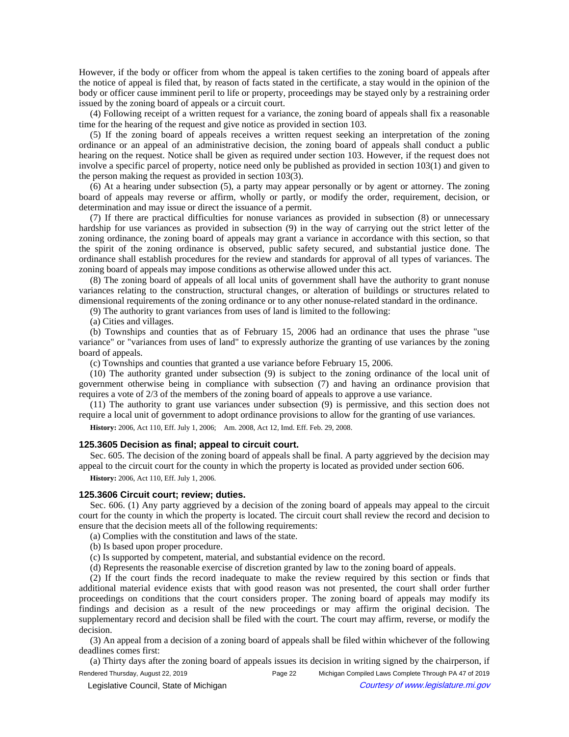However, if the body or officer from whom the appeal is taken certifies to the zoning board of appeals after the notice of appeal is filed that, by reason of facts stated in the certificate, a stay would in the opinion of the body or officer cause imminent peril to life or property, proceedings may be stayed only by a restraining order issued by the zoning board of appeals or a circuit court.

(4) Following receipt of a written request for a variance, the zoning board of appeals shall fix a reasonable time for the hearing of the request and give notice as provided in section 103.

(5) If the zoning board of appeals receives a written request seeking an interpretation of the zoning ordinance or an appeal of an administrative decision, the zoning board of appeals shall conduct a public hearing on the request. Notice shall be given as required under section 103. However, if the request does not involve a specific parcel of property, notice need only be published as provided in section 103(1) and given to the person making the request as provided in section 103(3).

(6) At a hearing under subsection (5), a party may appear personally or by agent or attorney. The zoning board of appeals may reverse or affirm, wholly or partly, or modify the order, requirement, decision, or determination and may issue or direct the issuance of a permit.

(7) If there are practical difficulties for nonuse variances as provided in subsection (8) or unnecessary hardship for use variances as provided in subsection (9) in the way of carrying out the strict letter of the zoning ordinance, the zoning board of appeals may grant a variance in accordance with this section, so that the spirit of the zoning ordinance is observed, public safety secured, and substantial justice done. The ordinance shall establish procedures for the review and standards for approval of all types of variances. The zoning board of appeals may impose conditions as otherwise allowed under this act.

(8) The zoning board of appeals of all local units of government shall have the authority to grant nonuse variances relating to the construction, structural changes, or alteration of buildings or structures related to dimensional requirements of the zoning ordinance or to any other nonuse-related standard in the ordinance.

(9) The authority to grant variances from uses of land is limited to the following:

(a) Cities and villages.

(b) Townships and counties that as of February 15, 2006 had an ordinance that uses the phrase "use variance" or "variances from uses of land" to expressly authorize the granting of use variances by the zoning board of appeals.

(c) Townships and counties that granted a use variance before February 15, 2006.

(10) The authority granted under subsection (9) is subject to the zoning ordinance of the local unit of government otherwise being in compliance with subsection (7) and having an ordinance provision that requires a vote of 2/3 of the members of the zoning board of appeals to approve a use variance.

(11) The authority to grant use variances under subsection (9) is permissive, and this section does not require a local unit of government to adopt ordinance provisions to allow for the granting of use variances.

**History:** 2006, Act 110, Eff. July 1, 2006; Am. 2008, Act 12, Imd. Eff. Feb. 29, 2008.

### 125.3605 Decision as final; appeal to circuit court.

Sec. 605. The decision of the zoning board of appeals shall be final. A party aggrieved by the decision may appeal to the circuit court for the county in which the property is located as provided under section 606.

**History:** 2006, Act 110, Eff. July 1, 2006.

### 125.3606 Circuit court; review; duties.

Sec. 606. (1) Any party aggrieved by a decision of the zoning board of appeals may appeal to the circuit court for the county in which the property is located. The circuit court shall review the record and decision to ensure that the decision meets all of the following requirements:

(a) Complies with the constitution and laws of the state.

(b) Is based upon proper procedure.

(c) Is supported by competent, material, and substantial evidence on the record.

(d) Represents the reasonable exercise of discretion granted by law to the zoning board of appeals.

(2) If the court finds the record inadequate to make the review required by this section or finds that additional material evidence exists that with good reason was not presented, the court shall order further proceedings on conditions that the court considers proper. The zoning board of appeals may modify its findings and decision as a result of the new proceedings or may affirm the original decision. The supplementary record and decision shall be filed with the court. The court may affirm, reverse, or modify the decision.

(3) An appeal from a decision of a zoning board of appeals shall be filed within whichever of the following deadlines comes first:

(a) Thirty days after the zoning board of appeals issues its decision in writing signed by the chairperson, if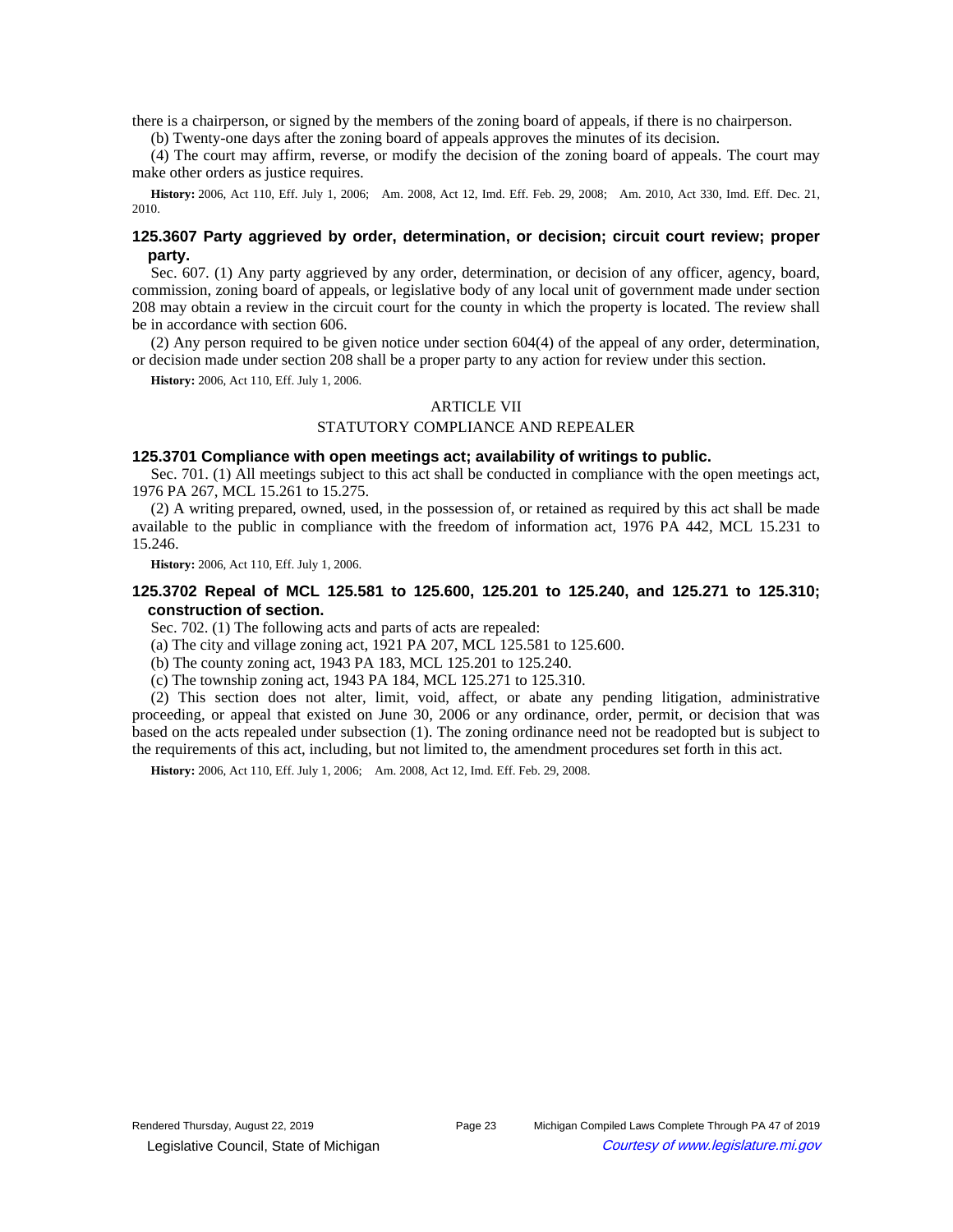there is a chairperson, or signed by the members of the zoning board of appeals, if there is no chairperson.

(b) Twenty-one days after the zoning board of appeals approves the minutes of its decision.

(4) The court may affirm, reverse, or modify the decision of the zoning board of appeals. The court may make other orders as justice requires.

**History:** 2006, Act 110, Eff. July 1, 2006; Am. 2008, Act 12, Imd. Eff. Feb. 29, 2008; Am. 2010, Act 330, Imd. Eff. Dec. 21, 2010.

### 125.3607 Party aggrieved by order, determination, or decision; circuit court review; proper party.

Sec. 607. (1) Any party aggrieved by any order, determination, or decision of any officer, agency, board, commission, zoning board of appeals, or legislative body of any local unit of government made under section 208 may obtain a review in the circuit court for the county in which the property is located. The review shall be in accordance with section 606.

(2) Any person required to be given notice under section 604(4) of the appeal of any order, determination, or decision made under section 208 shall be a proper party to any action for review under this section.

**History:** 2006, Act 110, Eff. July 1, 2006.

## ARTICLE VII

## STATUTORY COMPLIANCE AND REPEALER

### 125.3701 Compliance with open meetings act; availability of writings to public.

Sec. 701. (1) All meetings subject to this act shall be conducted in compliance with the open meetings act, 1976 PA 267, MCL 15.261 to 15.275.

(2) A writing prepared, owned, used, in the possession of, or retained as required by this act shall be made available to the public in compliance with the freedom of information act, 1976 PA 442, MCL 15.231 to 15.246.

**History:** 2006, Act 110, Eff. July 1, 2006.

### 125.3702 Repeal of MCL 125.581 to 125.600, 125.201 to 125.240, and 125.271 to 125.310; construction of section.

Sec. 702. (1) The following acts and parts of acts are repealed:

(a) The city and village zoning act, 1921 PA 207, MCL 125.581 to 125.600.

(b) The county zoning act, 1943 PA 183, MCL 125.201 to 125.240.

(c) The township zoning act, 1943 PA 184, MCL 125.271 to 125.310.

(2) This section does not alter, limit, void, affect, or abate any pending litigation, administrative proceeding, or appeal that existed on June 30, 2006 or any ordinance, order, permit, or decision that was based on the acts repealed under subsection (1). The zoning ordinance need not be readopted but is subject to the requirements of this act, including, but not limited to, the amendment procedures set forth in this act.

**History:** 2006, Act 110, Eff. July 1, 2006; Am. 2008, Act 12, Imd. Eff. Feb. 29, 2008.